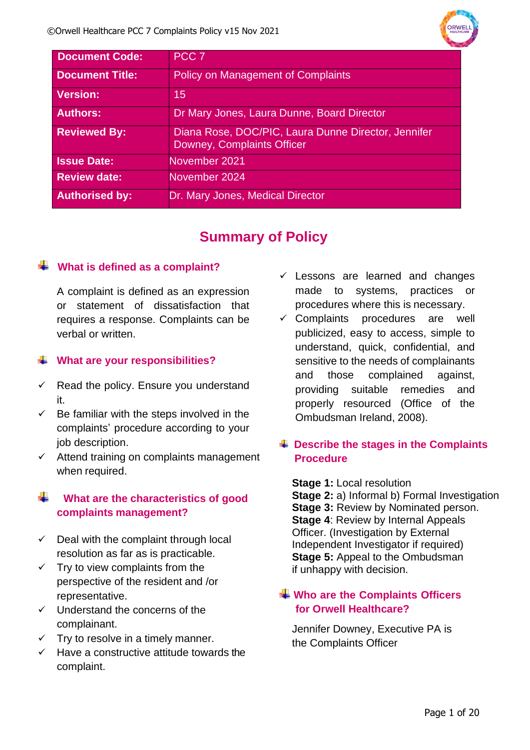| Document Code: | PCC 7 |
| --- | --- |
| Document Title: | Policy on Management of Complaints |
| Version: | 15 |
| Authors: | Dr Mary Jones, Laura Dunne, Board Director |
| Reviewed By: | Diana Rose, DOC/PIC, Laura Dunne Director, Jennifer Downey, Complaints Officer |
| Issue Date: | November 2021 |
| Review date: | November 2024 |
| Authorised by: | Dr. Mary Jones, Medical Director |

# Summary of Policy

## What is defined as a complaint?

A complaint is defined as an expression or statement of dissatisfaction that requires a response. Complaints can be verbal or written.

## What are your responsibilities?

- ✓ Read the policy. Ensure you understand it.
- ✓ Be familiar with the steps involved in the complaints' procedure according to your job description.
- ✓ Attend training on complaints management when required.

## What are the characteristics of good complaints management?

- ✓ Deal with the complaint through local resolution as far as is practicable.
- ✓ Try to view complaints from the perspective of the resident and /or representative.
- ✓ Understand the concerns of the complainant.
- ✓ Try to resolve in a timely manner.
- ✓ Have a constructive attitude towards the complaint.
- ✓ Lessons are learned and changes made to systems, practices or procedures where this is necessary.
- ✓ Complaints procedures are well publicized, easy to access, simple to understand, quick, confidential, and sensitive to the needs of complainants and those complained against, providing suitable remedies and properly resourced (Office of the Ombudsman Ireland, 2008).

## Describe the stages in the Complaints Procedure

**Stage 1:** Local resolution
**Stage 2:** a) Informal b) Formal Investigation
**Stage 3:** Review by Nominated person.
**Stage 4**: Review by Internal Appeals Officer. (Investigation by External Independent Investigator if required)
**Stage 5:** Appeal to the Ombudsman if unhappy with decision.

## Who are the Complaints Officers for Orwell Healthcare?

Jennifer Downey, Executive PA is the Complaints Officer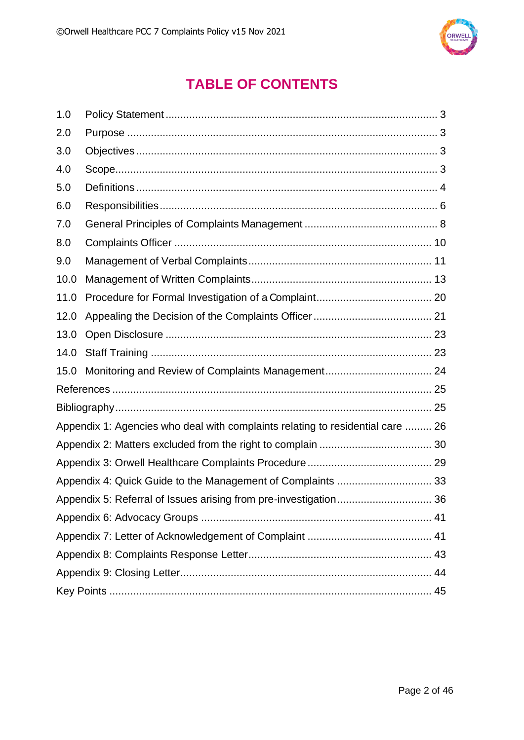# TABLE OF CONTENTS

| | | |
|---|---|---|
| 1.0 | Policy Statement | 3 |
| 2.0 | Purpose | 3 |
| 3.0 | Objectives | 3 |
| 4.0 | Scope | 3 |
| 5.0 | Definitions | 4 |
| 6.0 | Responsibilities | 6 |
| 7.0 | General Principles of Complaints Management | 8 |
| 8.0 | Complaints Officer | 10 |
| 9.0 | Management of Verbal Complaints | 11 |
| 10.0 | Management of Written Complaints | 13 |
| 11.0 | Procedure for Formal Investigation of a Complaint | 20 |
| 12.0 | Appealing the Decision of the Complaints Officer | 21 |
| 13.0 | Open Disclosure | 23 |
| 14.0 | Staff Training | 23 |
| 15.0 | Monitoring and Review of Complaints Management | 24 |
| References | | 25 |
| Bibliography | | 25 |
| Appendix 1: Agencies who deal with complaints relating to residential care | | 26 |
| Appendix 2: Matters excluded from the right to complain | | 30 |
| Appendix 3: Orwell Healthcare Complaints Procedure | | 29 |
| Appendix 4: Quick Guide to the Management of Complaints | | 33 |
| Appendix 5: Referral of Issues arising from pre-investigation | | 36 |
| Appendix 6: Advocacy Groups | | 41 |
| Appendix 7: Letter of Acknowledgement of Complaint | | 41 |
| Appendix 8: Complaints Response Letter | | 43 |
| Appendix 9: Closing Letter | | 44 |
| Key Points | | 45 |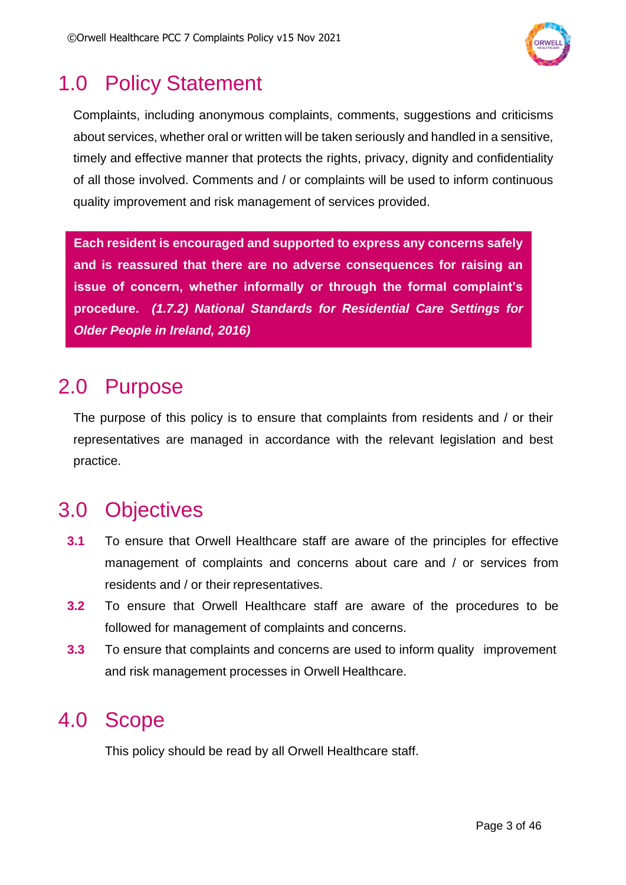# 1.0 Policy Statement

Complaints, including anonymous complaints, comments, suggestions and criticisms about services, whether oral or written will be taken seriously and handled in a sensitive, timely and effective manner that protects the rights, privacy, dignity and confidentiality of all those involved. Comments and / or complaints will be used to inform continuous quality improvement and risk management of services provided.

> **Each resident is encouraged and supported to express any concerns safely and is reassured that there are no adverse consequences for raising an issue of concern, whether informally or through the formal complaint's procedure.** ***(1.7.2) National Standards for Residential Care Settings for Older People in Ireland, 2016)***

# 2.0 Purpose

The purpose of this policy is to ensure that complaints from residents and / or their representatives are managed in accordance with the relevant legislation and best practice.

# 3.0 Objectives

**3.1** To ensure that Orwell Healthcare staff are aware of the principles for effective management of complaints and concerns about care and / or services from residents and / or their representatives.

**3.2** To ensure that Orwell Healthcare staff are aware of the procedures to be followed for management of complaints and concerns.

**3.3** To ensure that complaints and concerns are used to inform quality improvement and risk management processes in Orwell Healthcare.

# 4.0 Scope

This policy should be read by all Orwell Healthcare staff.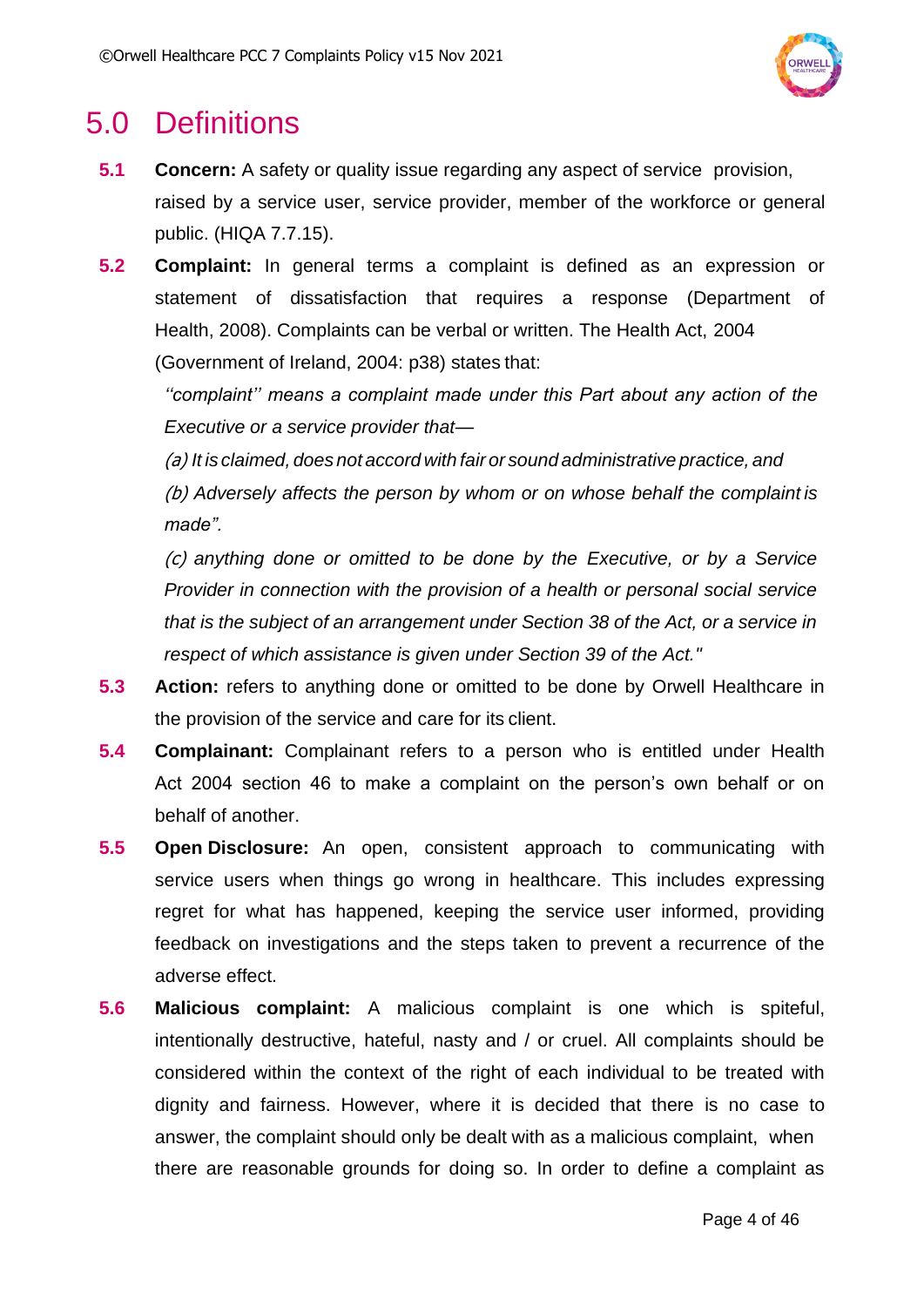# 5.0 Definitions

**5.1 Concern:** A safety or quality issue regarding any aspect of service provision, raised by a service user, service provider, member of the workforce or general public. (HIQA 7.7.15).

**5.2 Complaint:** In general terms a complaint is defined as an expression or statement of dissatisfaction that requires a response (Department of Health, 2008). Complaints can be verbal or written. The Health Act, 2004 (Government of Ireland, 2004: p38) states that:

*''complaint'' means a complaint made under this Part about any action of the Executive or a service provider that—*

*(a) It is claimed, does not accord with fair or sound administrative practice, and*

*(b) Adversely affects the person by whom or on whose behalf the complaint is made".*

*(c) anything done or omitted to be done by the Executive, or by a Service Provider in connection with the provision of a health or personal social service that is the subject of an arrangement under Section 38 of the Act, or a service in respect of which assistance is given under Section 39 of the Act."*

**5.3 Action:** refers to anything done or omitted to be done by Orwell Healthcare in the provision of the service and care for its client.

**5.4 Complainant:** Complainant refers to a person who is entitled under Health Act 2004 section 46 to make a complaint on the person's own behalf or on behalf of another.

**5.5 Open Disclosure:** An open, consistent approach to communicating with service users when things go wrong in healthcare. This includes expressing regret for what has happened, keeping the service user informed, providing feedback on investigations and the steps taken to prevent a recurrence of the adverse effect.

**5.6 Malicious complaint:** A malicious complaint is one which is spiteful, intentionally destructive, hateful, nasty and / or cruel. All complaints should be considered within the context of the right of each individual to be treated with dignity and fairness. However, where it is decided that there is no case to answer, the complaint should only be dealt with as a malicious complaint, when there are reasonable grounds for doing so. In order to define a complaint as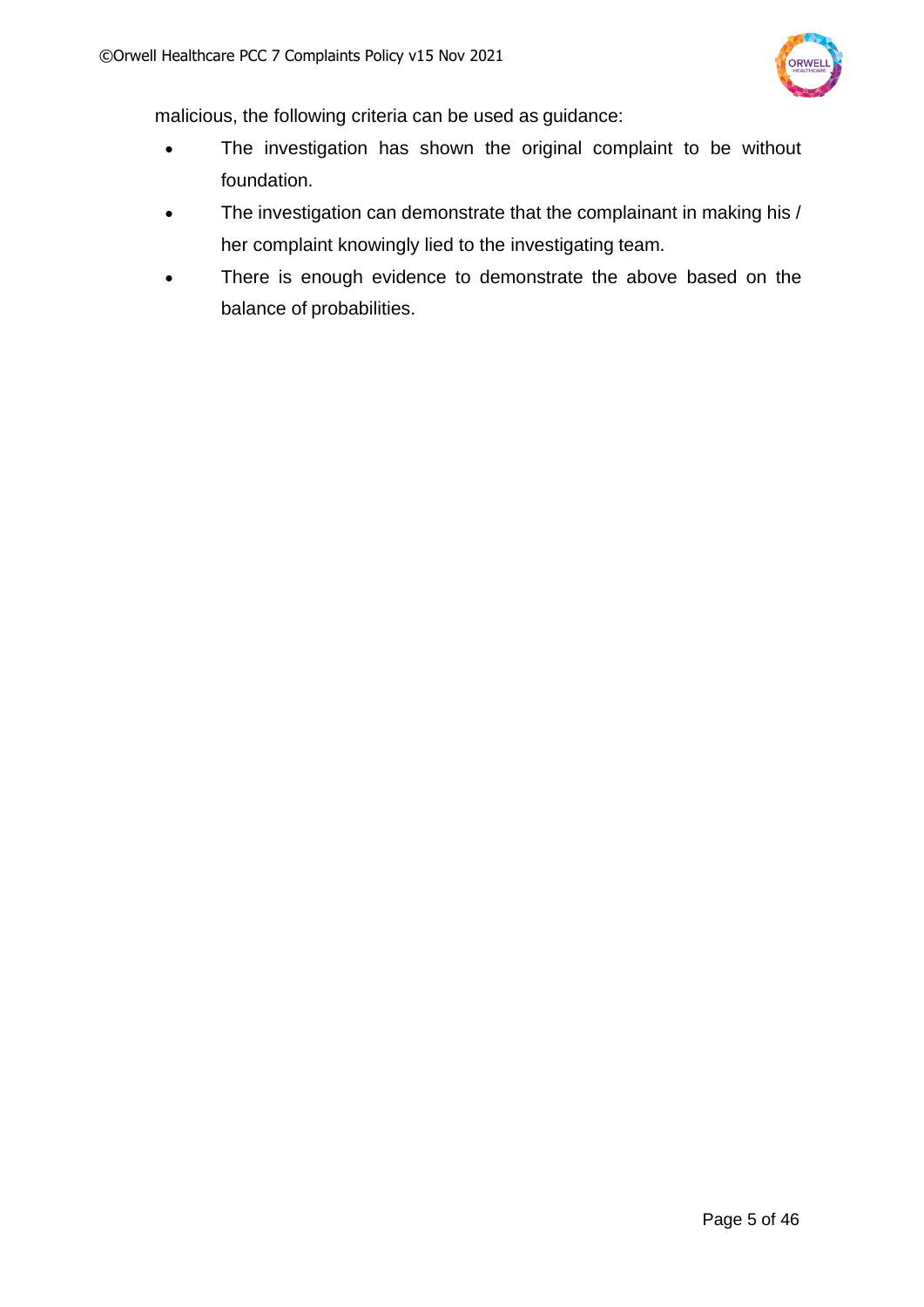malicious, the following criteria can be used as guidance:

- The investigation has shown the original complaint to be without foundation.
- The investigation can demonstrate that the complainant in making his / her complaint knowingly lied to the investigating team.
- There is enough evidence to demonstrate the above based on the balance of probabilities.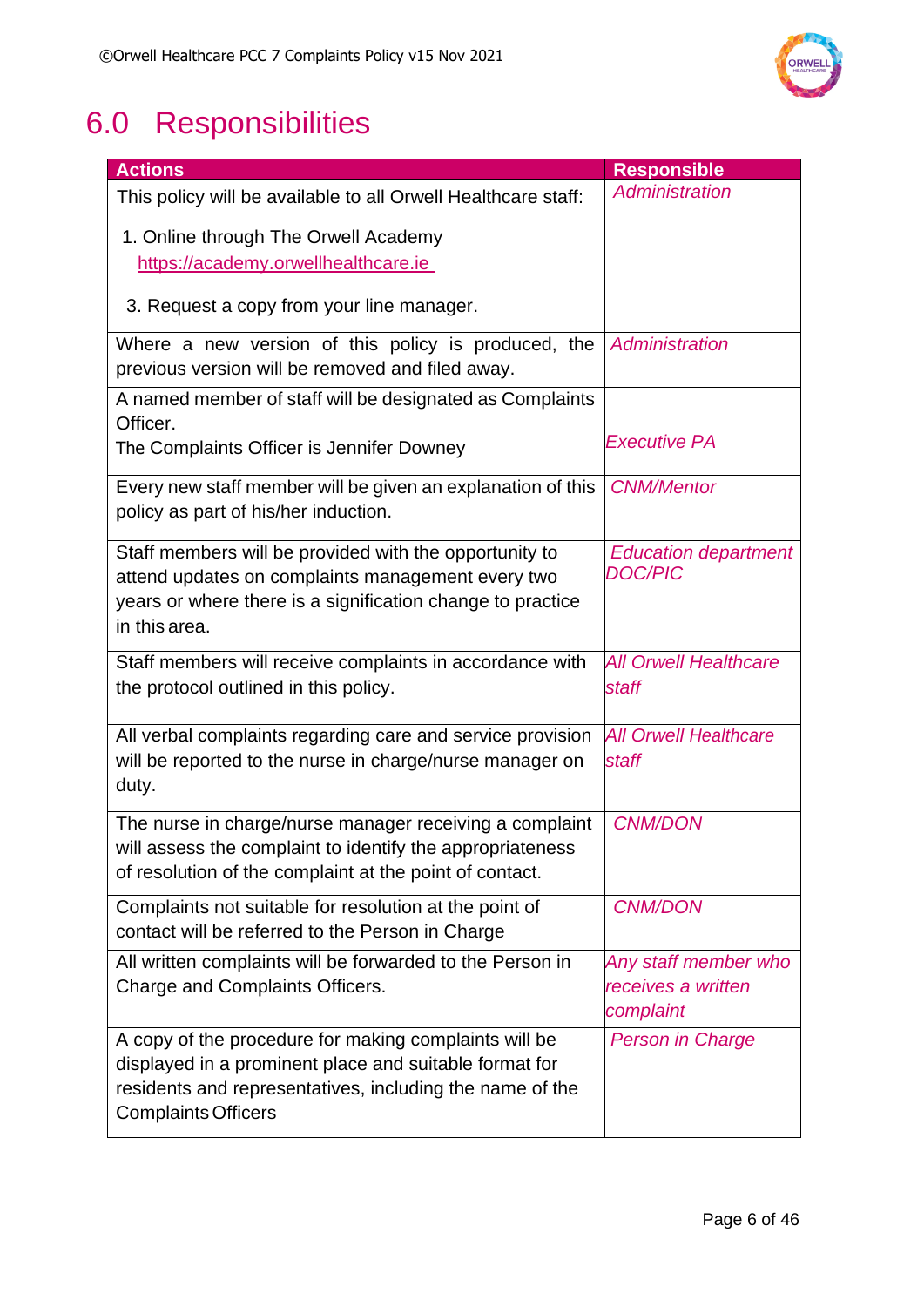# 6.0 Responsibilities

| Actions | Responsible |
|---|---|
| This policy will be available to all Orwell Healthcare staff:<br><br>1. Online through The Orwell Academy https://academy.orwellhealthcare.ie<br><br>3. Request a copy from your line manager. | *Administration* |
| Where a new version of this policy is produced, the previous version will be removed and filed away. | *Administration* |
| A named member of staff will be designated as Complaints Officer.<br>The Complaints Officer is Jennifer Downey | *Executive PA* |
| Every new staff member will be given an explanation of this policy as part of his/her induction. | *CNM/Mentor* |
| Staff members will be provided with the opportunity to attend updates on complaints management every two years or where there is a signification change to practice in this area. | *Education department DOC/PIC* |
| Staff members will receive complaints in accordance with the protocol outlined in this policy. | *All Orwell Healthcare staff* |
| All verbal complaints regarding care and service provision will be reported to the nurse in charge/nurse manager on duty. | *All Orwell Healthcare staff* |
| The nurse in charge/nurse manager receiving a complaint will assess the complaint to identify the appropriateness of resolution of the complaint at the point of contact. | *CNM/DON* |
| Complaints not suitable for resolution at the point of contact will be referred to the Person in Charge | *CNM/DON* |
| All written complaints will be forwarded to the Person in Charge and Complaints Officers. | *Any staff member who receives a written complaint* |
| A copy of the procedure for making complaints will be displayed in a prominent place and suitable format for residents and representatives, including the name of the Complaints Officers | *Person in Charge* |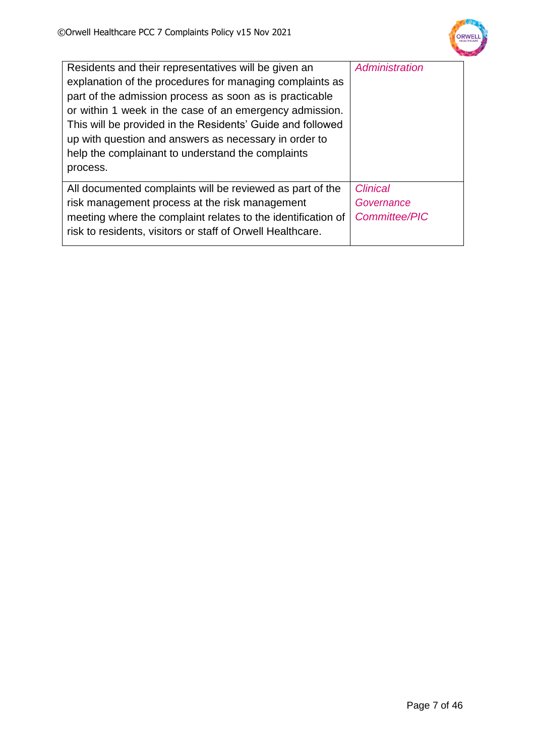| | |
|---|---|
| Residents and their representatives will be given an explanation of the procedures for managing complaints as part of the admission process as soon as is practicable or within 1 week in the case of an emergency admission. This will be provided in the Residents' Guide and followed up with question and answers as necessary in order to help the complainant to understand the complaints process. | *Administration* |
| All documented complaints will be reviewed as part of the risk management process at the risk management meeting where the complaint relates to the identification of risk to residents, visitors or staff of Orwell Healthcare. | *Clinical Governance Committee/PIC* |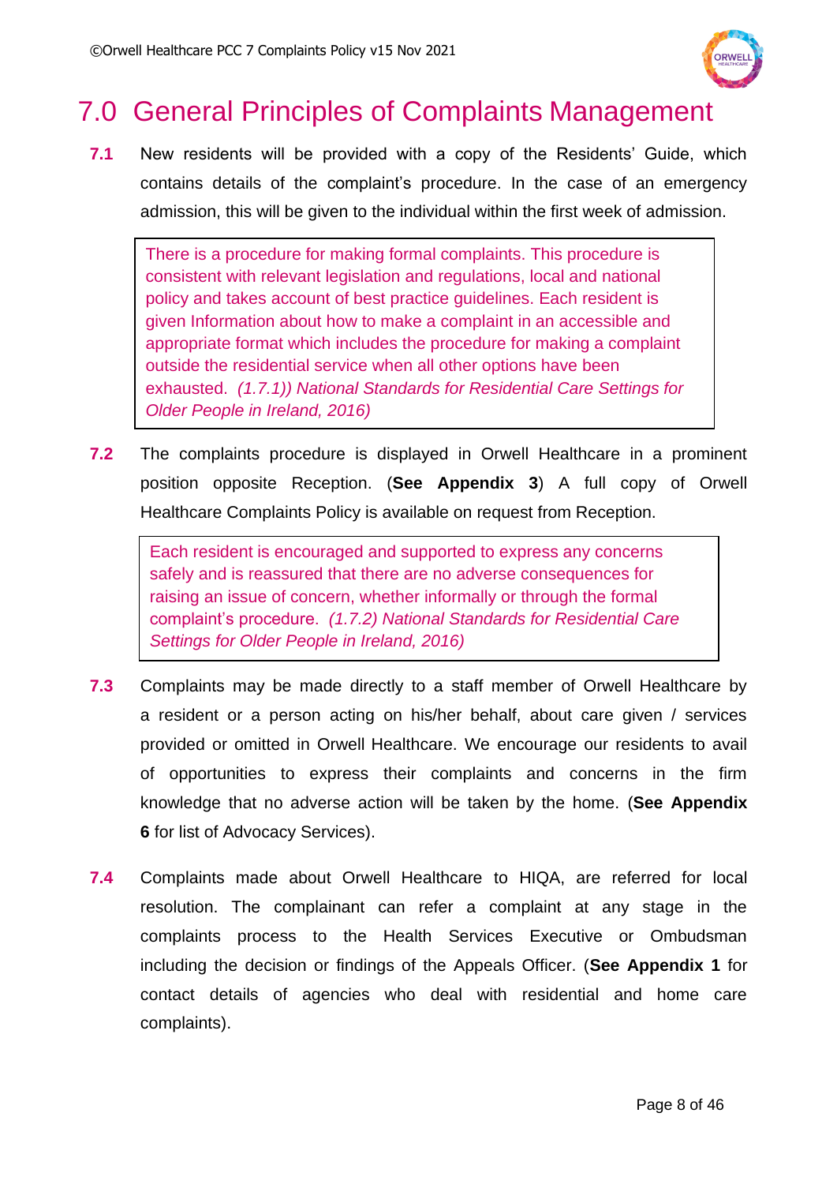# 7.0 General Principles of Complaints Management

**7.1** New residents will be provided with a copy of the Residents' Guide, which contains details of the complaint's procedure. In the case of an emergency admission, this will be given to the individual within the first week of admission.

> There is a procedure for making formal complaints. This procedure is consistent with relevant legislation and regulations, local and national policy and takes account of best practice guidelines. Each resident is given Information about how to make a complaint in an accessible and appropriate format which includes the procedure for making a complaint outside the residential service when all other options have been exhausted. *(1.7.1)) National Standards for Residential Care Settings for Older People in Ireland, 2016)*

**7.2** The complaints procedure is displayed in Orwell Healthcare in a prominent position opposite Reception. (**See Appendix 3**) A full copy of Orwell Healthcare Complaints Policy is available on request from Reception.

> Each resident is encouraged and supported to express any concerns safely and is reassured that there are no adverse consequences for raising an issue of concern, whether informally or through the formal complaint's procedure. *(1.7.2) National Standards for Residential Care Settings for Older People in Ireland, 2016)*

**7.3** Complaints may be made directly to a staff member of Orwell Healthcare by a resident or a person acting on his/her behalf, about care given / services provided or omitted in Orwell Healthcare. We encourage our residents to avail of opportunities to express their complaints and concerns in the firm knowledge that no adverse action will be taken by the home. (**See Appendix 6** for list of Advocacy Services).

**7.4** Complaints made about Orwell Healthcare to HIQA, are referred for local resolution. The complainant can refer a complaint at any stage in the complaints process to the Health Services Executive or Ombudsman including the decision or findings of the Appeals Officer. (**See Appendix 1** for contact details of agencies who deal with residential and home care complaints).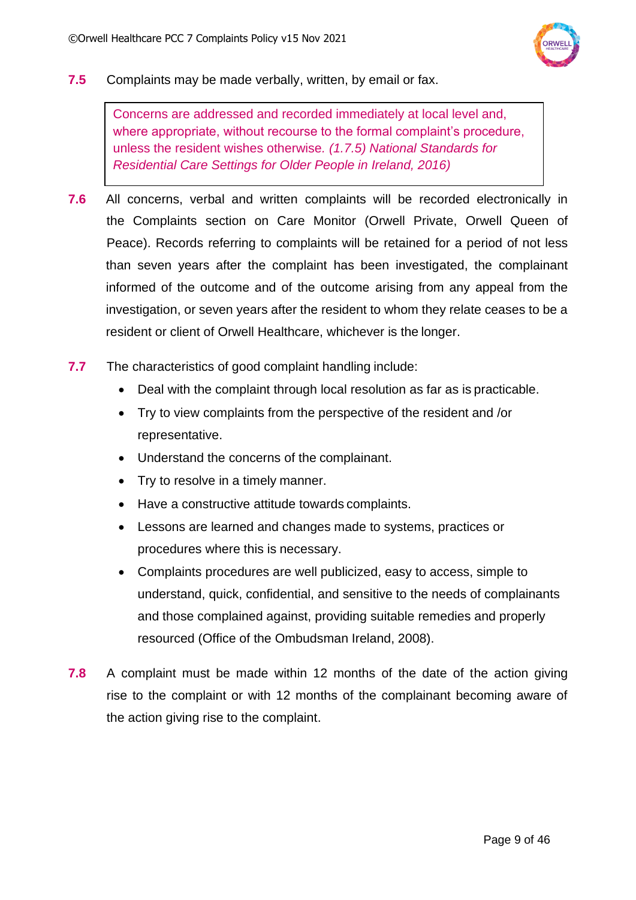**7.5** Complaints may be made verbally, written, by email or fax.

> Concerns are addressed and recorded immediately at local level and, where appropriate, without recourse to the formal complaint's procedure, unless the resident wishes otherwise. *(1.7.5) National Standards for Residential Care Settings for Older People in Ireland, 2016)*

**7.6** All concerns, verbal and written complaints will be recorded electronically in the Complaints section on Care Monitor (Orwell Private, Orwell Queen of Peace). Records referring to complaints will be retained for a period of not less than seven years after the complaint has been investigated, the complainant informed of the outcome and of the outcome arising from any appeal from the investigation, or seven years after the resident to whom they relate ceases to be a resident or client of Orwell Healthcare, whichever is the longer.

**7.7** The characteristics of good complaint handling include:

- Deal with the complaint through local resolution as far as is practicable.
- Try to view complaints from the perspective of the resident and /or representative.
- Understand the concerns of the complainant.
- Try to resolve in a timely manner.
- Have a constructive attitude towards complaints.
- Lessons are learned and changes made to systems, practices or procedures where this is necessary.
- Complaints procedures are well publicized, easy to access, simple to understand, quick, confidential, and sensitive to the needs of complainants and those complained against, providing suitable remedies and properly resourced (Office of the Ombudsman Ireland, 2008).

**7.8** A complaint must be made within 12 months of the date of the action giving rise to the complaint or with 12 months of the complainant becoming aware of the action giving rise to the complaint.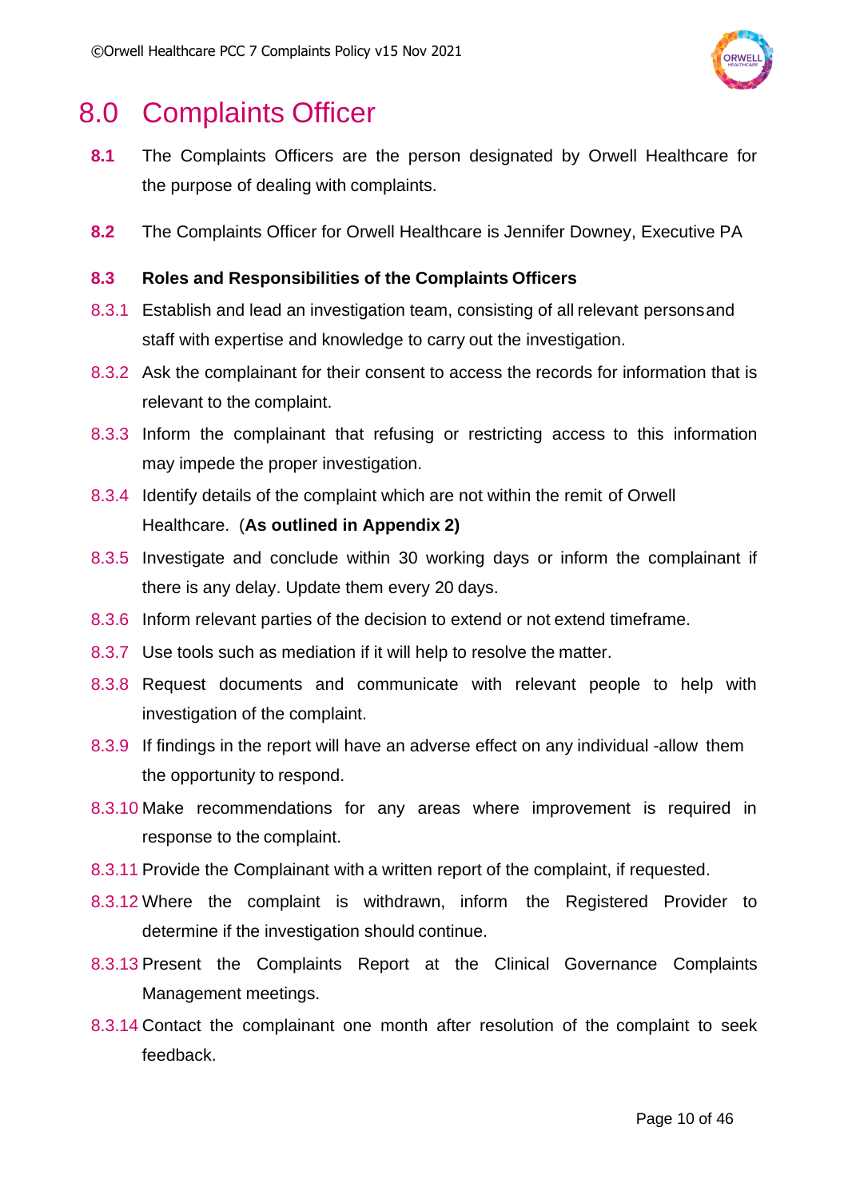# 8.0 Complaints Officer

**8.1** The Complaints Officers are the person designated by Orwell Healthcare for the purpose of dealing with complaints.

**8.2** The Complaints Officer for Orwell Healthcare is Jennifer Downey, Executive PA

**8.3 Roles and Responsibilities of the Complaints Officers**

8.3.1 Establish and lead an investigation team, consisting of all relevant persons and staff with expertise and knowledge to carry out the investigation.

8.3.2 Ask the complainant for their consent to access the records for information that is relevant to the complaint.

8.3.3 Inform the complainant that refusing or restricting access to this information may impede the proper investigation.

8.3.4 Identify details of the complaint which are not within the remit of Orwell Healthcare. (**As outlined in Appendix 2)**

8.3.5 Investigate and conclude within 30 working days or inform the complainant if there is any delay. Update them every 20 days.

8.3.6 Inform relevant parties of the decision to extend or not extend timeframe.

8.3.7 Use tools such as mediation if it will help to resolve the matter.

8.3.8 Request documents and communicate with relevant people to help with investigation of the complaint.

8.3.9 If findings in the report will have an adverse effect on any individual -allow them the opportunity to respond.

8.3.10 Make recommendations for any areas where improvement is required in response to the complaint.

8.3.11 Provide the Complainant with a written report of the complaint, if requested.

8.3.12 Where the complaint is withdrawn, inform the Registered Provider to determine if the investigation should continue.

8.3.13 Present the Complaints Report at the Clinical Governance Complaints Management meetings.

8.3.14 Contact the complainant one month after resolution of the complaint to seek feedback.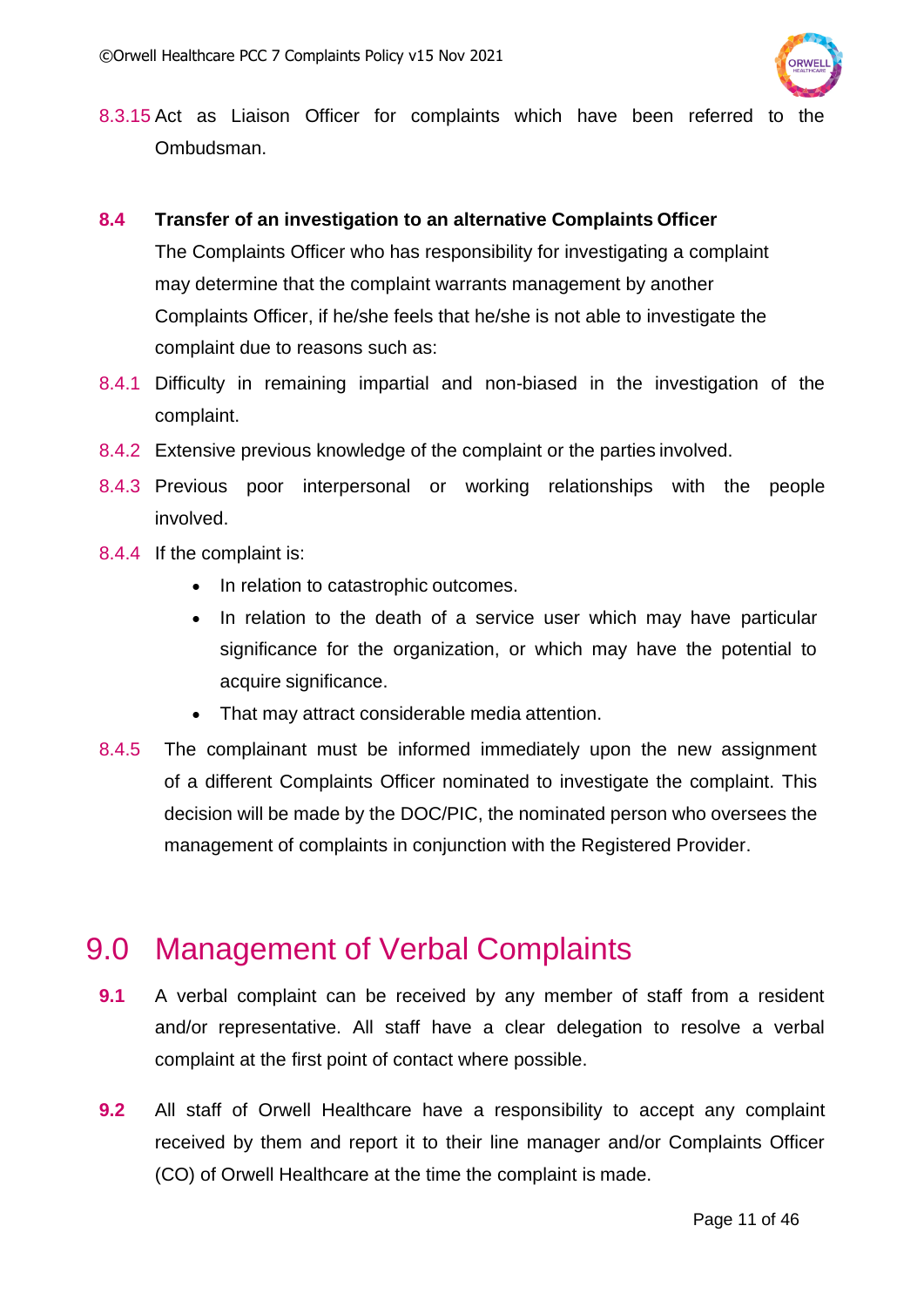8.3.15 Act as Liaison Officer for complaints which have been referred to the Ombudsman.

**8.4 Transfer of an investigation to an alternative Complaints Officer**

The Complaints Officer who has responsibility for investigating a complaint may determine that the complaint warrants management by another Complaints Officer, if he/she feels that he/she is not able to investigate the complaint due to reasons such as:

8.4.1 Difficulty in remaining impartial and non-biased in the investigation of the complaint.

8.4.2 Extensive previous knowledge of the complaint or the parties involved.

8.4.3 Previous poor interpersonal or working relationships with the people involved.

8.4.4 If the complaint is:

- In relation to catastrophic outcomes.
- In relation to the death of a service user which may have particular significance for the organization, or which may have the potential to acquire significance.
- That may attract considerable media attention.

8.4.5 The complainant must be informed immediately upon the new assignment of a different Complaints Officer nominated to investigate the complaint. This decision will be made by the DOC/PIC, the nominated person who oversees the management of complaints in conjunction with the Registered Provider.

# 9.0 Management of Verbal Complaints

**9.1** A verbal complaint can be received by any member of staff from a resident and/or representative. All staff have a clear delegation to resolve a verbal complaint at the first point of contact where possible.

**9.2** All staff of Orwell Healthcare have a responsibility to accept any complaint received by them and report it to their line manager and/or Complaints Officer (CO) of Orwell Healthcare at the time the complaint is made.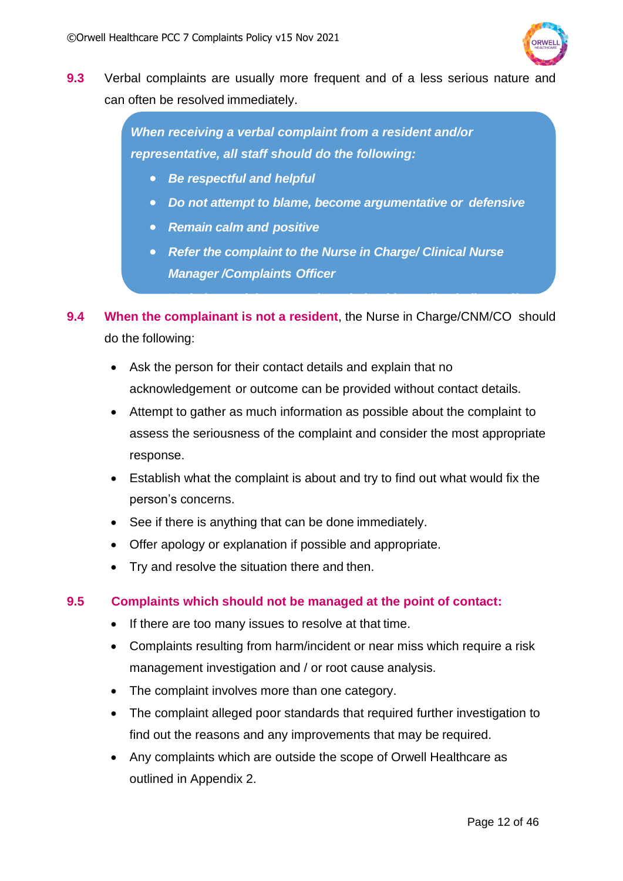**9.3** Verbal complaints are usually more frequent and of a less serious nature and can often be resolved immediately.

> ***When receiving a verbal complaint from a resident and/or representative, all staff should do the following:***
>
> - ***Be respectful and helpful***
> - ***Do not attempt to blame, become argumentative or defensive***
> - ***Remain calm and positive***
> - ***Refer the complaint to the Nurse in Charge/ Clinical Nurse Manager /Complaints Officer***

**9.4** **When the complainant is not a resident**, the Nurse in Charge/CNM/CO should do the following:

- Ask the person for their contact details and explain that no acknowledgement or outcome can be provided without contact details.
- Attempt to gather as much information as possible about the complaint to assess the seriousness of the complaint and consider the most appropriate response.
- Establish what the complaint is about and try to find out what would fix the person's concerns.
- See if there is anything that can be done immediately.
- Offer apology or explanation if possible and appropriate.
- Try and resolve the situation there and then.

**9.5** **Complaints which should not be managed at the point of contact:**

- If there are too many issues to resolve at that time.
- Complaints resulting from harm/incident or near miss which require a risk management investigation and / or root cause analysis.
- The complaint involves more than one category.
- The complaint alleged poor standards that required further investigation to find out the reasons and any improvements that may be required.
- Any complaints which are outside the scope of Orwell Healthcare as outlined in Appendix 2.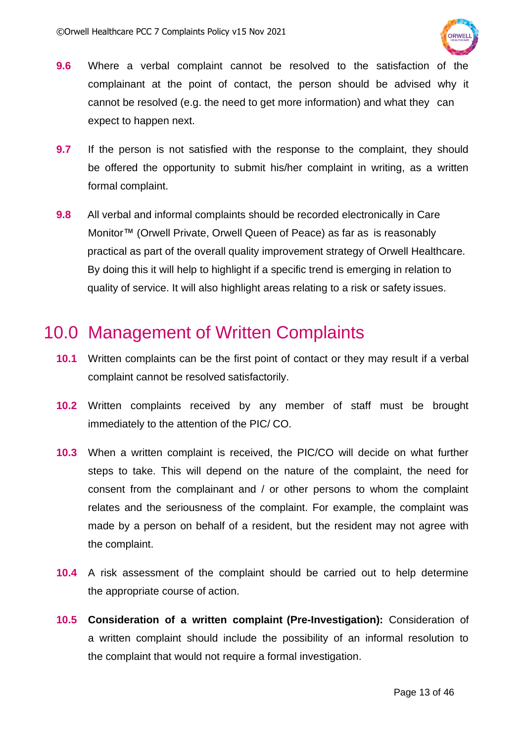**9.6** Where a verbal complaint cannot be resolved to the satisfaction of the complainant at the point of contact, the person should be advised why it cannot be resolved (e.g. the need to get more information) and what they can expect to happen next.

**9.7** If the person is not satisfied with the response to the complaint, they should be offered the opportunity to submit his/her complaint in writing, as a written formal complaint.

**9.8** All verbal and informal complaints should be recorded electronically in Care Monitor™ (Orwell Private, Orwell Queen of Peace) as far as is reasonably practical as part of the overall quality improvement strategy of Orwell Healthcare. By doing this it will help to highlight if a specific trend is emerging in relation to quality of service. It will also highlight areas relating to a risk or safety issues.

# 10.0 Management of Written Complaints

**10.1** Written complaints can be the first point of contact or they may result if a verbal complaint cannot be resolved satisfactorily.

**10.2** Written complaints received by any member of staff must be brought immediately to the attention of the PIC/ CO.

**10.3** When a written complaint is received, the PIC/CO will decide on what further steps to take. This will depend on the nature of the complaint, the need for consent from the complainant and / or other persons to whom the complaint relates and the seriousness of the complaint. For example, the complaint was made by a person on behalf of a resident, but the resident may not agree with the complaint.

**10.4** A risk assessment of the complaint should be carried out to help determine the appropriate course of action.

**10.5** **Consideration of a written complaint (Pre-Investigation):** Consideration of a written complaint should include the possibility of an informal resolution to the complaint that would not require a formal investigation.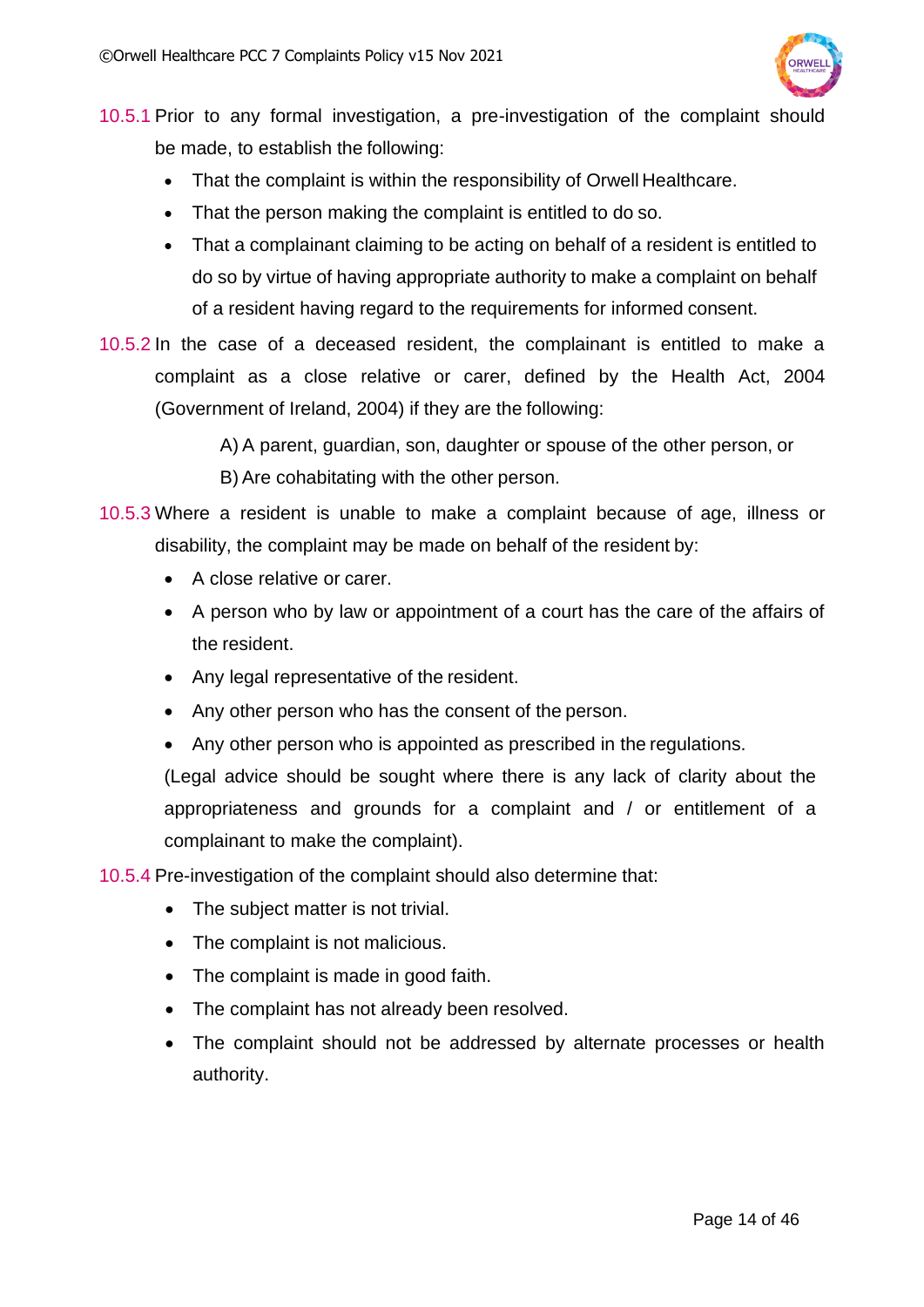10.5.1 Prior to any formal investigation, a pre-investigation of the complaint should be made, to establish the following:

- That the complaint is within the responsibility of Orwell Healthcare.
- That the person making the complaint is entitled to do so.
- That a complainant claiming to be acting on behalf of a resident is entitled to do so by virtue of having appropriate authority to make a complaint on behalf of a resident having regard to the requirements for informed consent.

10.5.2 In the case of a deceased resident, the complainant is entitled to make a complaint as a close relative or carer, defined by the Health Act, 2004 (Government of Ireland, 2004) if they are the following:

A) A parent, guardian, son, daughter or spouse of the other person, or

B) Are cohabitating with the other person.

10.5.3 Where a resident is unable to make a complaint because of age, illness or disability, the complaint may be made on behalf of the resident by:

- A close relative or carer.
- A person who by law or appointment of a court has the care of the affairs of the resident.
- Any legal representative of the resident.
- Any other person who has the consent of the person.
- Any other person who is appointed as prescribed in the regulations.

(Legal advice should be sought where there is any lack of clarity about the appropriateness and grounds for a complaint and / or entitlement of a complainant to make the complaint).

10.5.4 Pre-investigation of the complaint should also determine that:

- The subject matter is not trivial.
- The complaint is not malicious.
- The complaint is made in good faith.
- The complaint has not already been resolved.
- The complaint should not be addressed by alternate processes or health authority.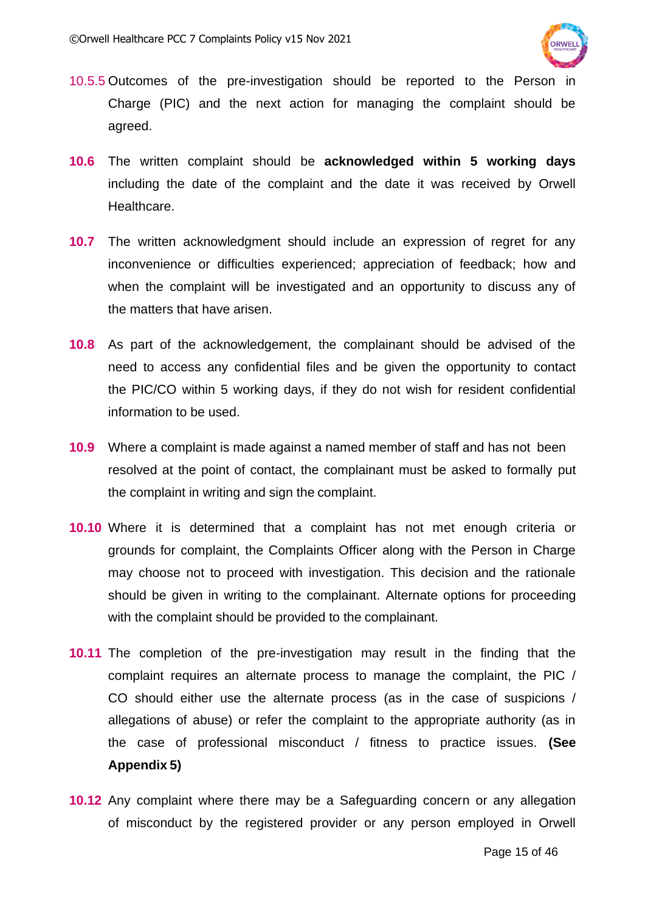10.5.5 Outcomes of the pre-investigation should be reported to the Person in Charge (PIC) and the next action for managing the complaint should be agreed.

**10.6** The written complaint should be **acknowledged within 5 working days** including the date of the complaint and the date it was received by Orwell Healthcare.

**10.7** The written acknowledgment should include an expression of regret for any inconvenience or difficulties experienced; appreciation of feedback; how and when the complaint will be investigated and an opportunity to discuss any of the matters that have arisen.

**10.8** As part of the acknowledgement, the complainant should be advised of the need to access any confidential files and be given the opportunity to contact the PIC/CO within 5 working days, if they do not wish for resident confidential information to be used.

**10.9** Where a complaint is made against a named member of staff and has not been resolved at the point of contact, the complainant must be asked to formally put the complaint in writing and sign the complaint.

**10.10** Where it is determined that a complaint has not met enough criteria or grounds for complaint, the Complaints Officer along with the Person in Charge may choose not to proceed with investigation. This decision and the rationale should be given in writing to the complainant. Alternate options for proceeding with the complaint should be provided to the complainant.

**10.11** The completion of the pre-investigation may result in the finding that the complaint requires an alternate process to manage the complaint, the PIC / CO should either use the alternate process (as in the case of suspicions / allegations of abuse) or refer the complaint to the appropriate authority (as in the case of professional misconduct / fitness to practice issues. **(See Appendix 5)**

**10.12** Any complaint where there may be a Safeguarding concern or any allegation of misconduct by the registered provider or any person employed in Orwell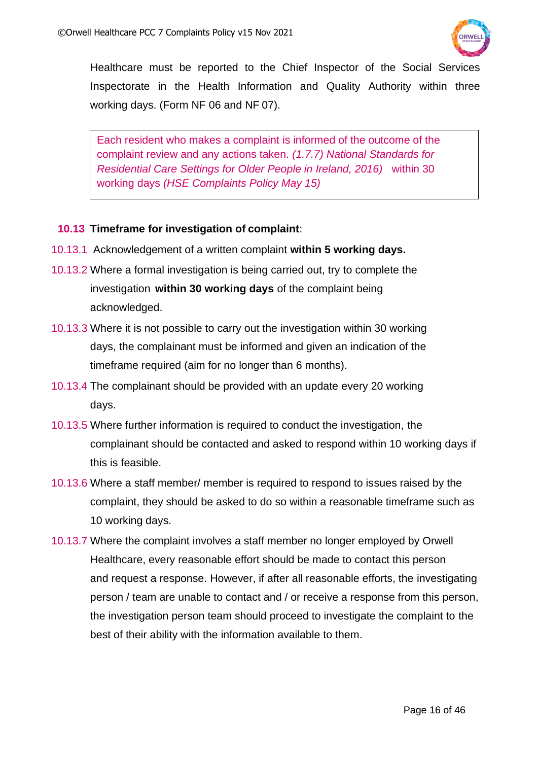Healthcare must be reported to the Chief Inspector of the Social Services Inspectorate in the Health Information and Quality Authority within three working days. (Form NF 06 and NF 07).

> Each resident who makes a complaint is informed of the outcome of the complaint review and any actions taken. *(1.7.7) National Standards for Residential Care Settings for Older People in Ireland, 2016)* within 30 working days *(HSE Complaints Policy May 15)*

### 10.13 Timeframe for investigation of complaint:

10.13.1 Acknowledgement of a written complaint **within 5 working days.**

10.13.2 Where a formal investigation is being carried out, try to complete the investigation **within 30 working days** of the complaint being acknowledged.

10.13.3 Where it is not possible to carry out the investigation within 30 working days, the complainant must be informed and given an indication of the timeframe required (aim for no longer than 6 months).

10.13.4 The complainant should be provided with an update every 20 working days.

10.13.5 Where further information is required to conduct the investigation, the complainant should be contacted and asked to respond within 10 working days if this is feasible.

10.13.6 Where a staff member/ member is required to respond to issues raised by the complaint, they should be asked to do so within a reasonable timeframe such as 10 working days.

10.13.7 Where the complaint involves a staff member no longer employed by Orwell Healthcare, every reasonable effort should be made to contact this person and request a response. However, if after all reasonable efforts, the investigating person / team are unable to contact and / or receive a response from this person, the investigation person team should proceed to investigate the complaint to the best of their ability with the information available to them.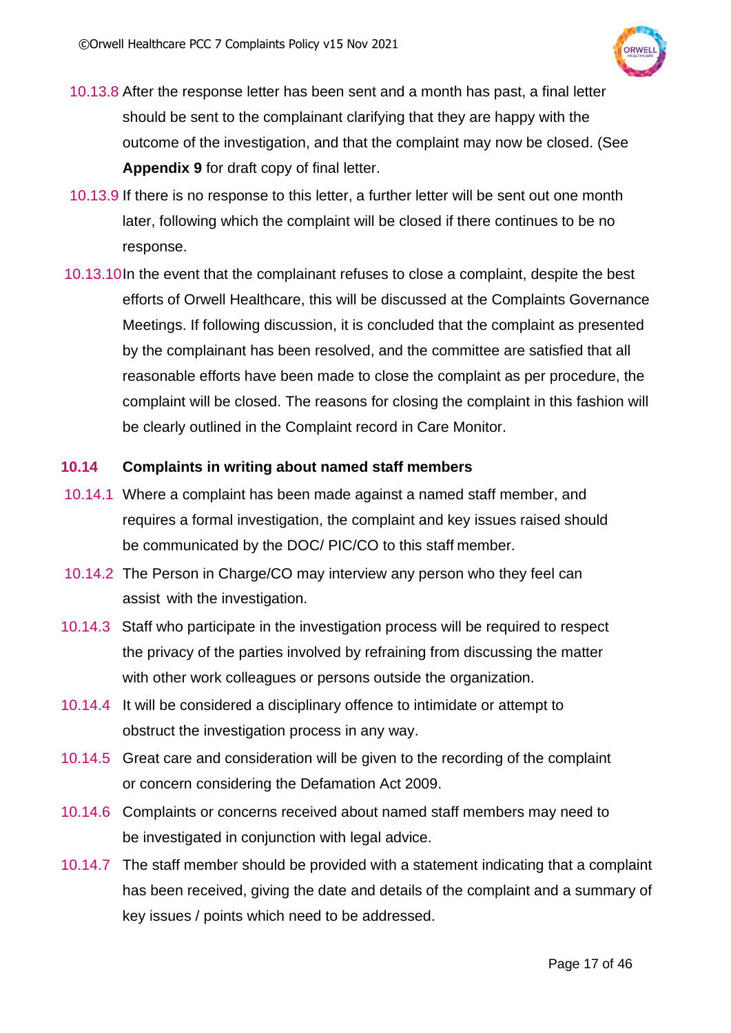10.13.8 After the response letter has been sent and a month has past, a final letter should be sent to the complainant clarifying that they are happy with the outcome of the investigation, and that the complaint may now be closed. (See **Appendix 9** for draft copy of final letter.

10.13.9 If there is no response to this letter, a further letter will be sent out one month later, following which the complaint will be closed if there continues to be no response.

10.13.10 In the event that the complainant refuses to close a complaint, despite the best efforts of Orwell Healthcare, this will be discussed at the Complaints Governance Meetings. If following discussion, it is concluded that the complaint as presented by the complainant has been resolved, and the committee are satisfied that all reasonable efforts have been made to close the complaint as per procedure, the complaint will be closed. The reasons for closing the complaint in this fashion will be clearly outlined in the Complaint record in Care Monitor.

### 10.14 Complaints in writing about named staff members

10.14.1 Where a complaint has been made against a named staff member, and requires a formal investigation, the complaint and key issues raised should be communicated by the DOC/ PIC/CO to this staff member.

10.14.2 The Person in Charge/CO may interview any person who they feel can assist with the investigation.

10.14.3 Staff who participate in the investigation process will be required to respect the privacy of the parties involved by refraining from discussing the matter with other work colleagues or persons outside the organization.

10.14.4 It will be considered a disciplinary offence to intimidate or attempt to obstruct the investigation process in any way.

10.14.5 Great care and consideration will be given to the recording of the complaint or concern considering the Defamation Act 2009.

10.14.6 Complaints or concerns received about named staff members may need to be investigated in conjunction with legal advice.

10.14.7 The staff member should be provided with a statement indicating that a complaint has been received, giving the date and details of the complaint and a summary of key issues / points which need to be addressed.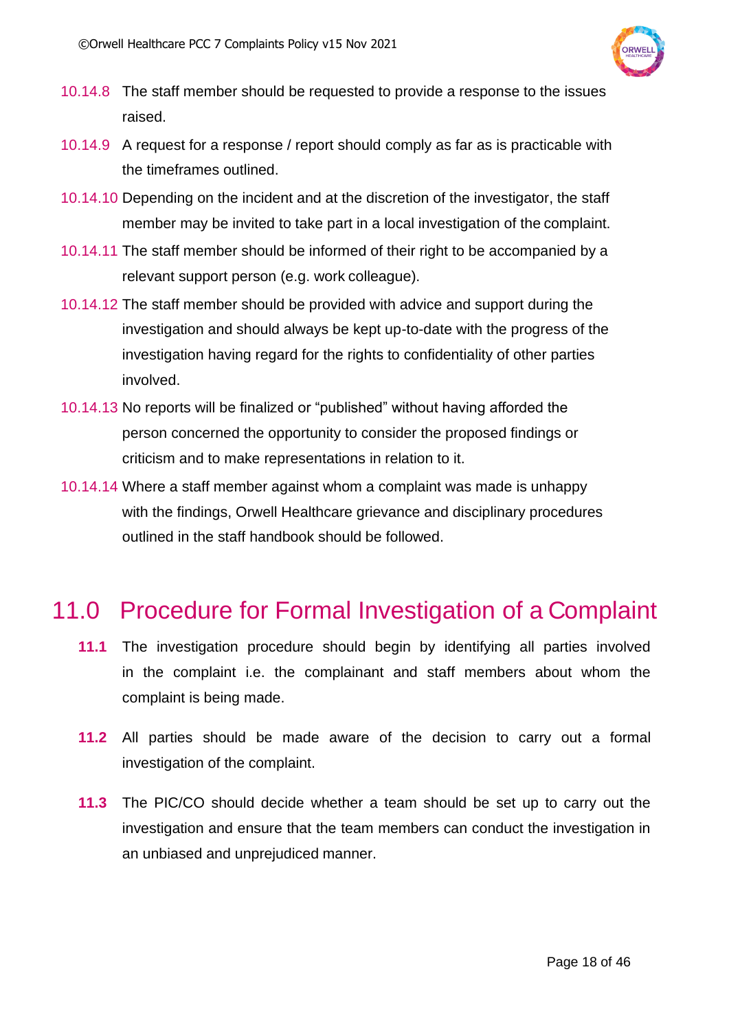10.14.8 The staff member should be requested to provide a response to the issues raised.

10.14.9 A request for a response / report should comply as far as is practicable with the timeframes outlined.

10.14.10 Depending on the incident and at the discretion of the investigator, the staff member may be invited to take part in a local investigation of the complaint.

10.14.11 The staff member should be informed of their right to be accompanied by a relevant support person (e.g. work colleague).

10.14.12 The staff member should be provided with advice and support during the investigation and should always be kept up-to-date with the progress of the investigation having regard for the rights to confidentiality of other parties involved.

10.14.13 No reports will be finalized or "published" without having afforded the person concerned the opportunity to consider the proposed findings or criticism and to make representations in relation to it.

10.14.14 Where a staff member against whom a complaint was made is unhappy with the findings, Orwell Healthcare grievance and disciplinary procedures outlined in the staff handbook should be followed.

# 11.0 Procedure for Formal Investigation of a Complaint

**11.1** The investigation procedure should begin by identifying all parties involved in the complaint i.e. the complainant and staff members about whom the complaint is being made.

**11.2** All parties should be made aware of the decision to carry out a formal investigation of the complaint.

**11.3** The PIC/CO should decide whether a team should be set up to carry out the investigation and ensure that the team members can conduct the investigation in an unbiased and unprejudiced manner.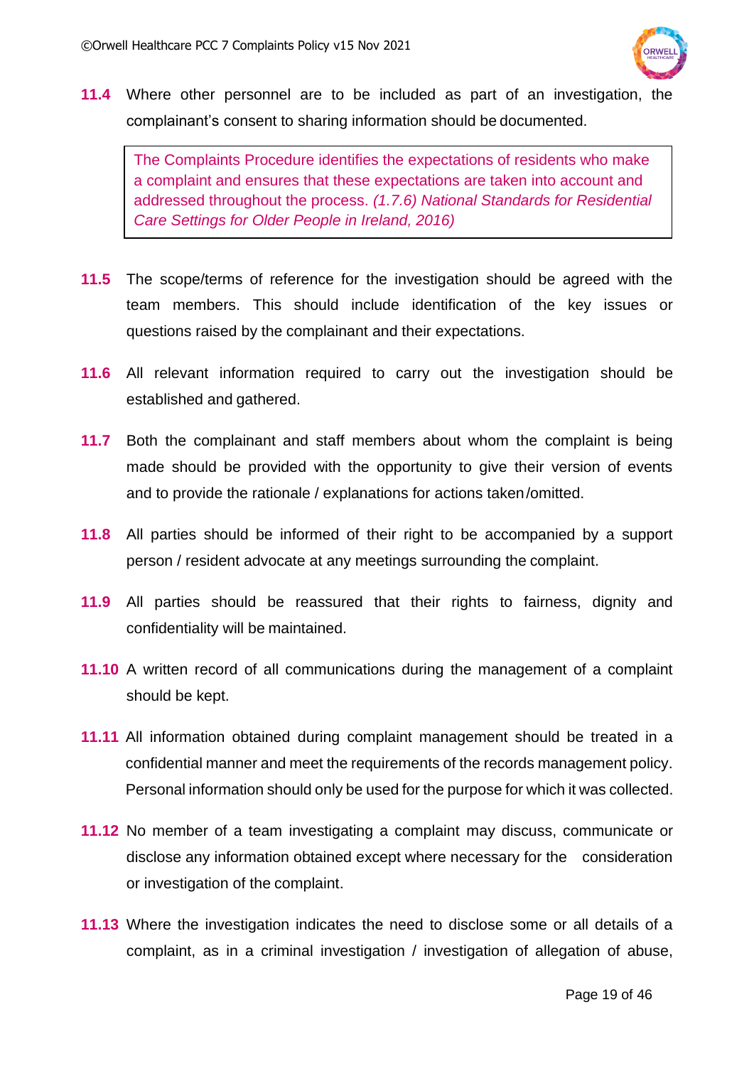**11.4** Where other personnel are to be included as part of an investigation, the complainant's consent to sharing information should be documented.

> The Complaints Procedure identifies the expectations of residents who make a complaint and ensures that these expectations are taken into account and addressed throughout the process. *(1.7.6) National Standards for Residential Care Settings for Older People in Ireland, 2016)*

**11.5** The scope/terms of reference for the investigation should be agreed with the team members. This should include identification of the key issues or questions raised by the complainant and their expectations.

**11.6** All relevant information required to carry out the investigation should be established and gathered.

**11.7** Both the complainant and staff members about whom the complaint is being made should be provided with the opportunity to give their version of events and to provide the rationale / explanations for actions taken /omitted.

**11.8** All parties should be informed of their right to be accompanied by a support person / resident advocate at any meetings surrounding the complaint.

**11.9** All parties should be reassured that their rights to fairness, dignity and confidentiality will be maintained.

**11.10** A written record of all communications during the management of a complaint should be kept.

**11.11** All information obtained during complaint management should be treated in a confidential manner and meet the requirements of the records management policy. Personal information should only be used for the purpose for which it was collected.

**11.12** No member of a team investigating a complaint may discuss, communicate or disclose any information obtained except where necessary for the consideration or investigation of the complaint.

**11.13** Where the investigation indicates the need to disclose some or all details of a complaint, as in a criminal investigation / investigation of allegation of abuse,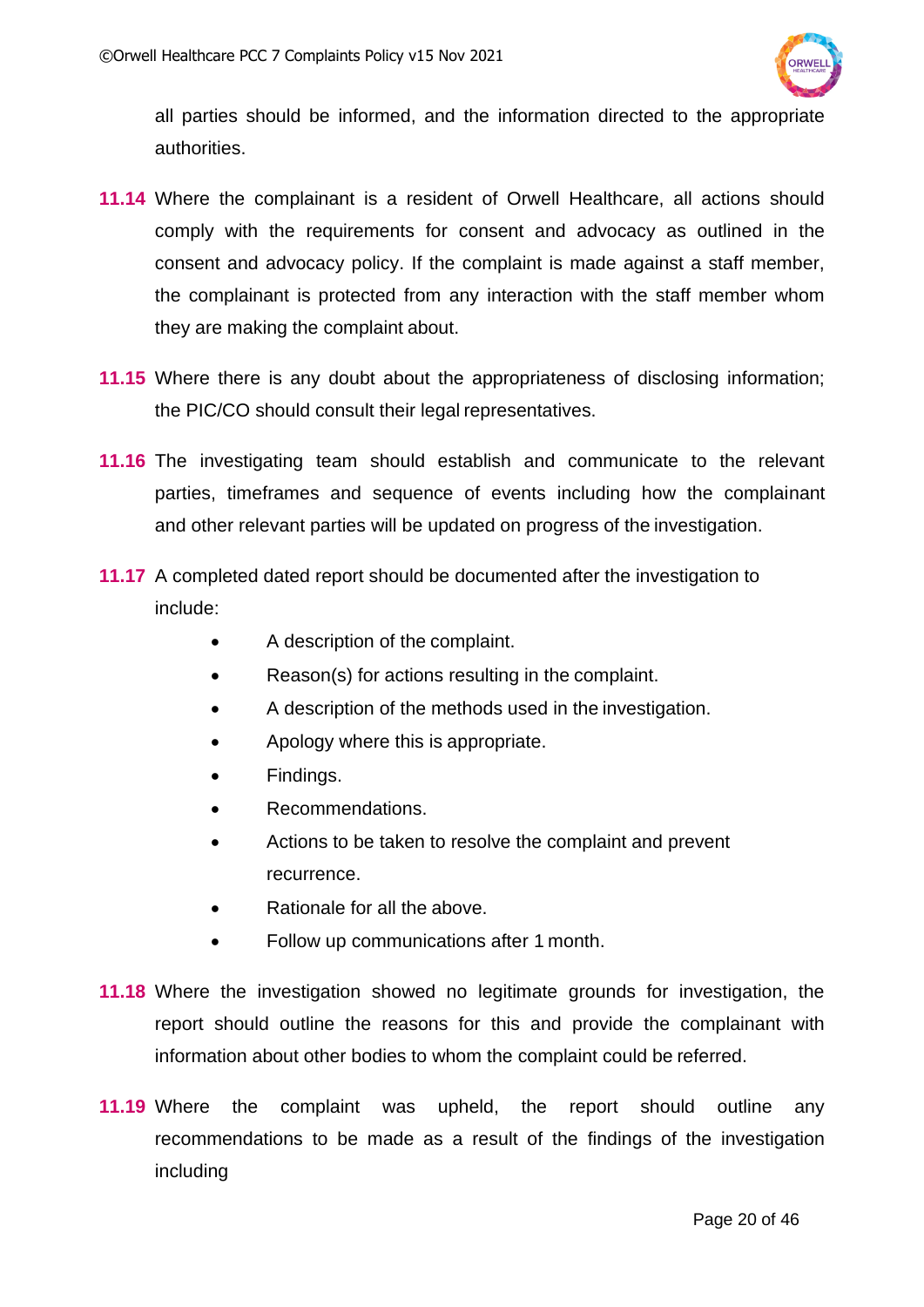all parties should be informed, and the information directed to the appropriate authorities.

**11.14** Where the complainant is a resident of Orwell Healthcare, all actions should comply with the requirements for consent and advocacy as outlined in the consent and advocacy policy. If the complaint is made against a staff member, the complainant is protected from any interaction with the staff member whom they are making the complaint about.

**11.15** Where there is any doubt about the appropriateness of disclosing information; the PIC/CO should consult their legal representatives.

**11.16** The investigating team should establish and communicate to the relevant parties, timeframes and sequence of events including how the complainant and other relevant parties will be updated on progress of the investigation.

**11.17** A completed dated report should be documented after the investigation to include:

- A description of the complaint.
- Reason(s) for actions resulting in the complaint.
- A description of the methods used in the investigation.
- Apology where this is appropriate.
- Findings.
- Recommendations.
- Actions to be taken to resolve the complaint and prevent recurrence.
- Rationale for all the above.
- Follow up communications after 1 month.

**11.18** Where the investigation showed no legitimate grounds for investigation, the report should outline the reasons for this and provide the complainant with information about other bodies to whom the complaint could be referred.

**11.19** Where the complaint was upheld, the report should outline any recommendations to be made as a result of the findings of the investigation including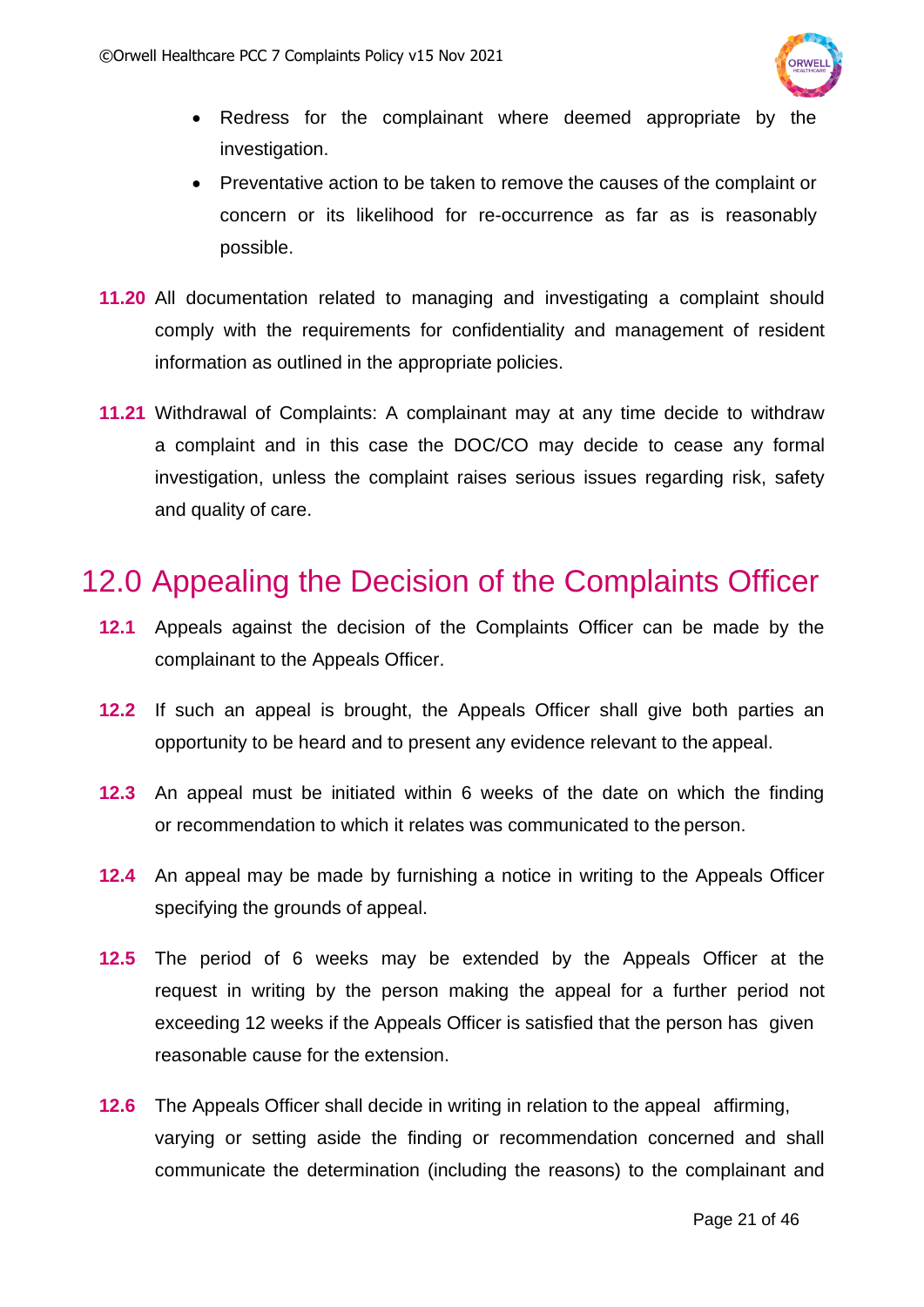- Redress for the complainant where deemed appropriate by the investigation.
- Preventative action to be taken to remove the causes of the complaint or concern or its likelihood for re-occurrence as far as is reasonably possible.

**11.20** All documentation related to managing and investigating a complaint should comply with the requirements for confidentiality and management of resident information as outlined in the appropriate policies.

**11.21** Withdrawal of Complaints: A complainant may at any time decide to withdraw a complaint and in this case the DOC/CO may decide to cease any formal investigation, unless the complaint raises serious issues regarding risk, safety and quality of care.

# 12.0 Appealing the Decision of the Complaints Officer

**12.1** Appeals against the decision of the Complaints Officer can be made by the complainant to the Appeals Officer.

**12.2** If such an appeal is brought, the Appeals Officer shall give both parties an opportunity to be heard and to present any evidence relevant to the appeal.

**12.3** An appeal must be initiated within 6 weeks of the date on which the finding or recommendation to which it relates was communicated to the person.

**12.4** An appeal may be made by furnishing a notice in writing to the Appeals Officer specifying the grounds of appeal.

**12.5** The period of 6 weeks may be extended by the Appeals Officer at the request in writing by the person making the appeal for a further period not exceeding 12 weeks if the Appeals Officer is satisfied that the person has given reasonable cause for the extension.

**12.6** The Appeals Officer shall decide in writing in relation to the appeal affirming, varying or setting aside the finding or recommendation concerned and shall communicate the determination (including the reasons) to the complainant and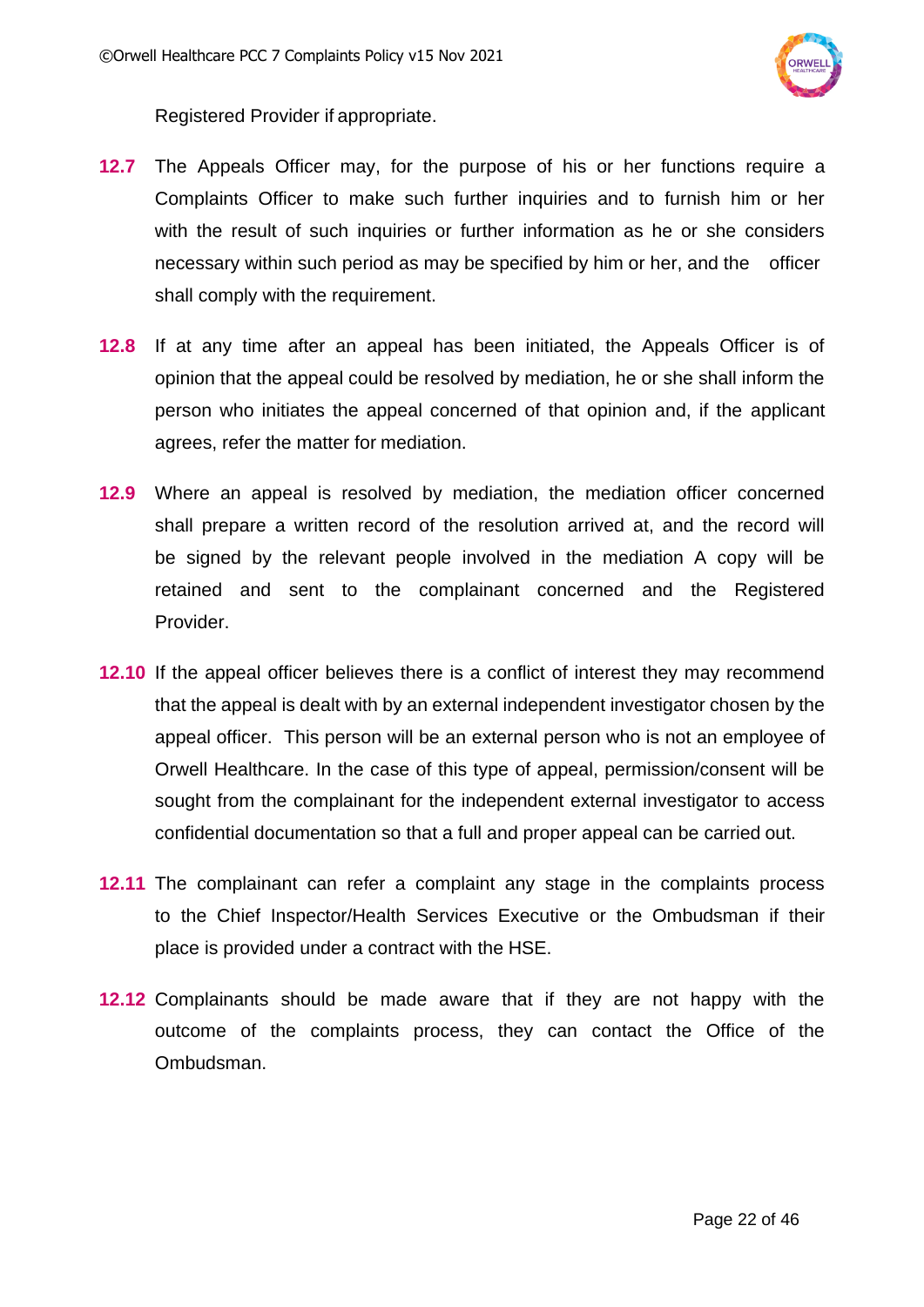Registered Provider if appropriate.

**12.7** The Appeals Officer may, for the purpose of his or her functions require a Complaints Officer to make such further inquiries and to furnish him or her with the result of such inquiries or further information as he or she considers necessary within such period as may be specified by him or her, and the officer shall comply with the requirement.

**12.8** If at any time after an appeal has been initiated, the Appeals Officer is of opinion that the appeal could be resolved by mediation, he or she shall inform the person who initiates the appeal concerned of that opinion and, if the applicant agrees, refer the matter for mediation.

**12.9** Where an appeal is resolved by mediation, the mediation officer concerned shall prepare a written record of the resolution arrived at, and the record will be signed by the relevant people involved in the mediation A copy will be retained and sent to the complainant concerned and the Registered Provider.

**12.10** If the appeal officer believes there is a conflict of interest they may recommend that the appeal is dealt with by an external independent investigator chosen by the appeal officer. This person will be an external person who is not an employee of Orwell Healthcare. In the case of this type of appeal, permission/consent will be sought from the complainant for the independent external investigator to access confidential documentation so that a full and proper appeal can be carried out.

**12.11** The complainant can refer a complaint any stage in the complaints process to the Chief Inspector/Health Services Executive or the Ombudsman if their place is provided under a contract with the HSE.

**12.12** Complainants should be made aware that if they are not happy with the outcome of the complaints process, they can contact the Office of the Ombudsman.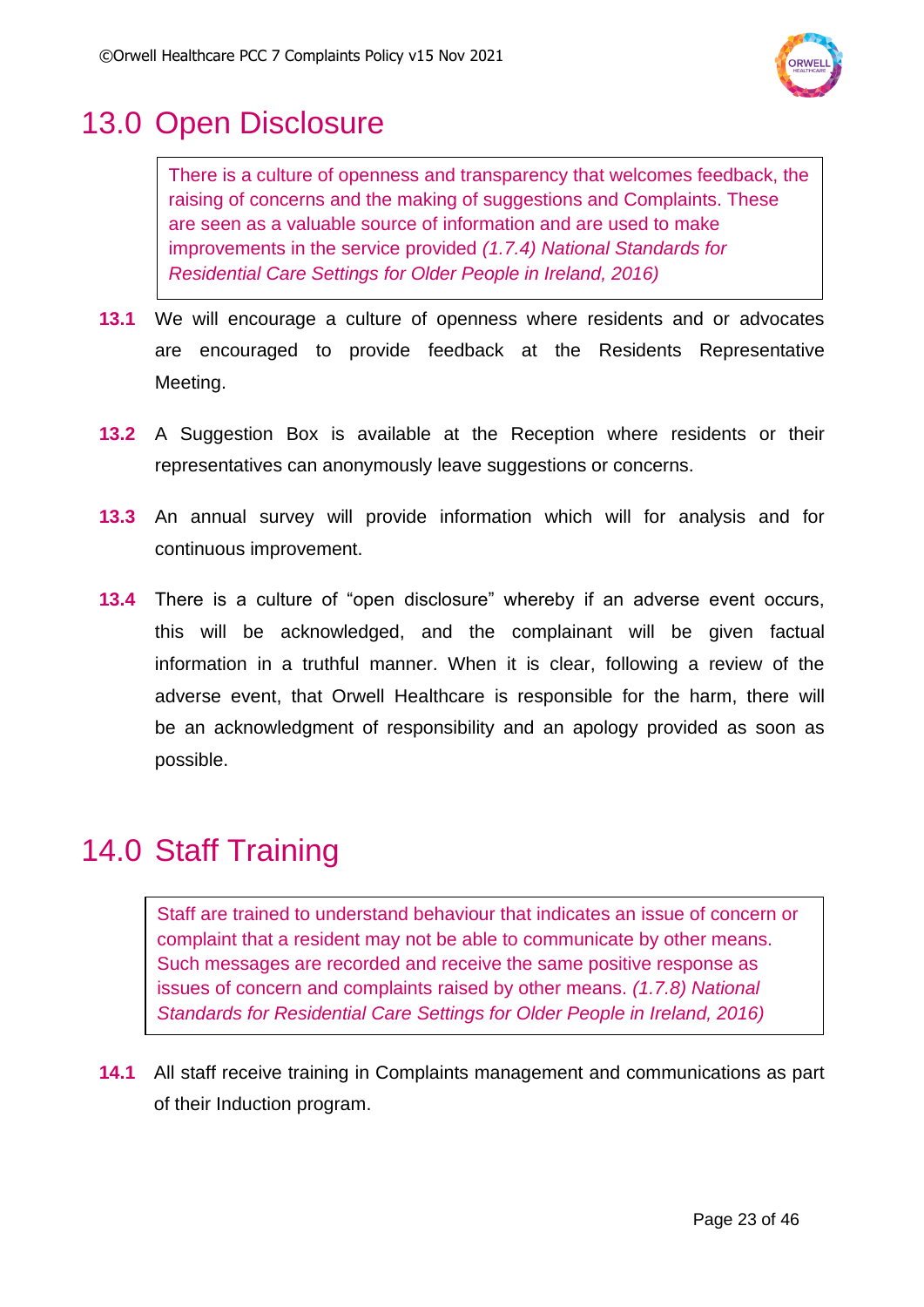# 13.0 Open Disclosure

> There is a culture of openness and transparency that welcomes feedback, the raising of concerns and the making of suggestions and Complaints. These are seen as a valuable source of information and are used to make improvements in the service provided *(1.7.4) National Standards for Residential Care Settings for Older People in Ireland, 2016)*

**13.1** We will encourage a culture of openness where residents and or advocates are encouraged to provide feedback at the Residents Representative Meeting.

**13.2** A Suggestion Box is available at the Reception where residents or their representatives can anonymously leave suggestions or concerns.

**13.3** An annual survey will provide information which will for analysis and for continuous improvement.

**13.4** There is a culture of "open disclosure" whereby if an adverse event occurs, this will be acknowledged, and the complainant will be given factual information in a truthful manner. When it is clear, following a review of the adverse event, that Orwell Healthcare is responsible for the harm, there will be an acknowledgment of responsibility and an apology provided as soon as possible.

# 14.0 Staff Training

> Staff are trained to understand behaviour that indicates an issue of concern or complaint that a resident may not be able to communicate by other means. Such messages are recorded and receive the same positive response as issues of concern and complaints raised by other means. *(1.7.8) National Standards for Residential Care Settings for Older People in Ireland, 2016)*

**14.1** All staff receive training in Complaints management and communications as part of their Induction program.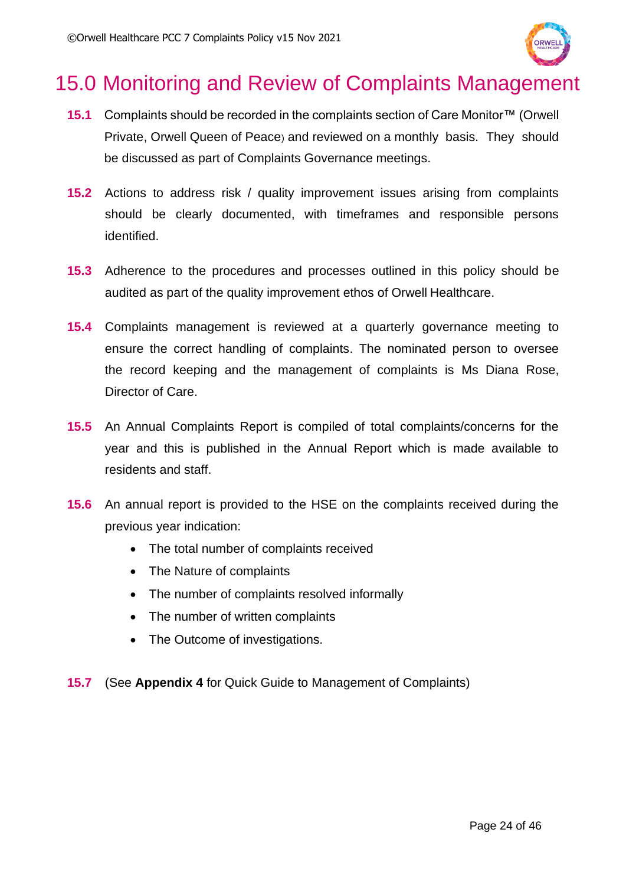# 15.0 Monitoring and Review of Complaints Management

**15.1** Complaints should be recorded in the complaints section of Care Monitor™ (Orwell Private, Orwell Queen of Peace) and reviewed on a monthly basis. They should be discussed as part of Complaints Governance meetings.

**15.2** Actions to address risk / quality improvement issues arising from complaints should be clearly documented, with timeframes and responsible persons identified.

**15.3** Adherence to the procedures and processes outlined in this policy should be audited as part of the quality improvement ethos of Orwell Healthcare.

**15.4** Complaints management is reviewed at a quarterly governance meeting to ensure the correct handling of complaints. The nominated person to oversee the record keeping and the management of complaints is Ms Diana Rose, Director of Care.

**15.5** An Annual Complaints Report is compiled of total complaints/concerns for the year and this is published in the Annual Report which is made available to residents and staff.

**15.6** An annual report is provided to the HSE on the complaints received during the previous year indication:

- The total number of complaints received
- The Nature of complaints
- The number of complaints resolved informally
- The number of written complaints
- The Outcome of investigations.

**15.7** (See **Appendix 4** for Quick Guide to Management of Complaints)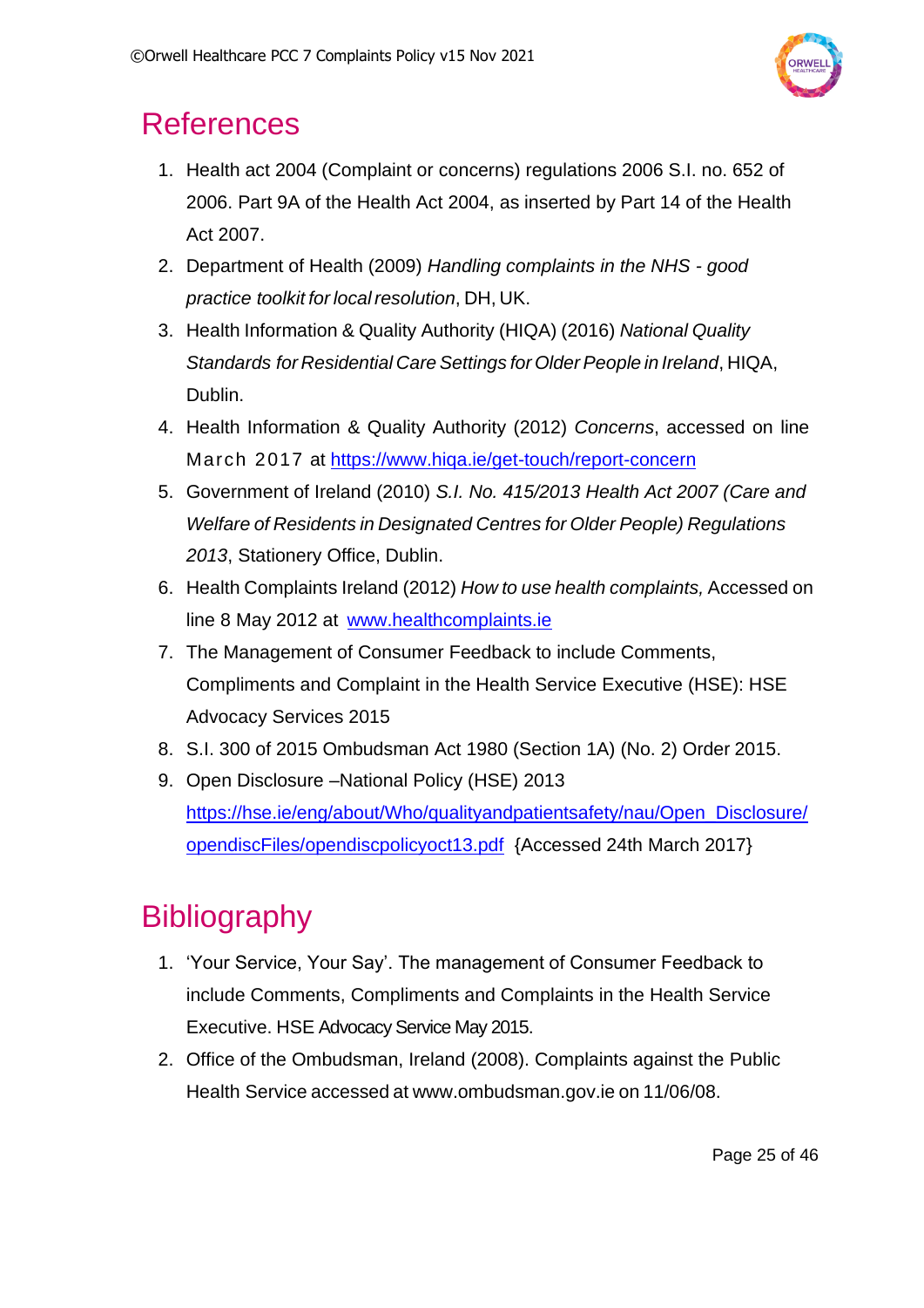# References

1. Health act 2004 (Complaint or concerns) regulations 2006 S.I. no. 652 of 2006. Part 9A of the Health Act 2004, as inserted by Part 14 of the Health Act 2007.
2. Department of Health (2009) *Handling complaints in the NHS - good practice toolkit for local resolution*, DH, UK.
3. Health Information & Quality Authority (HIQA) (2016) *National Quality Standards for Residential Care Settings for Older People in Ireland*, HIQA, Dublin.
4. Health Information & Quality Authority (2012) *Concerns*, accessed on line March 2017 at [https://www.hiqa.ie/get-touch/report-concern](https://www.hiqa.ie/get-touch/report-concern)
5. Government of Ireland (2010) *S.I. No. 415/2013 Health Act 2007 (Care and Welfare of Residents in Designated Centres for Older People) Regulations 2013*, Stationery Office, Dublin.
6. Health Complaints Ireland (2012) *How to use health complaints,* Accessed on line 8 May 2012 at [www.healthcomplaints.ie](www.healthcomplaints.ie)
7. The Management of Consumer Feedback to include Comments, Compliments and Complaint in the Health Service Executive (HSE): HSE Advocacy Services 2015
8. S.I. 300 of 2015 Ombudsman Act 1980 (Section 1A) (No. 2) Order 2015.
9. Open Disclosure –National Policy (HSE) 2013 [https://hse.ie/eng/about/Who/qualityandpatientsafety/nau/Open_Disclosure/opendiscFiles/opendiscpolicyoct13.pdf](https://hse.ie/eng/about/Who/qualityandpatientsafety/nau/Open_Disclosure/opendiscFiles/opendiscpolicyoct13.pdf) {Accessed 24th March 2017}

# Bibliography

1. 'Your Service, Your Say'. The management of Consumer Feedback to include Comments, Compliments and Complaints in the Health Service Executive. HSE Advocacy Service May 2015.
2. Office of the Ombudsman, Ireland (2008). Complaints against the Public Health Service accessed at www.ombudsman.gov.ie on 11/06/08.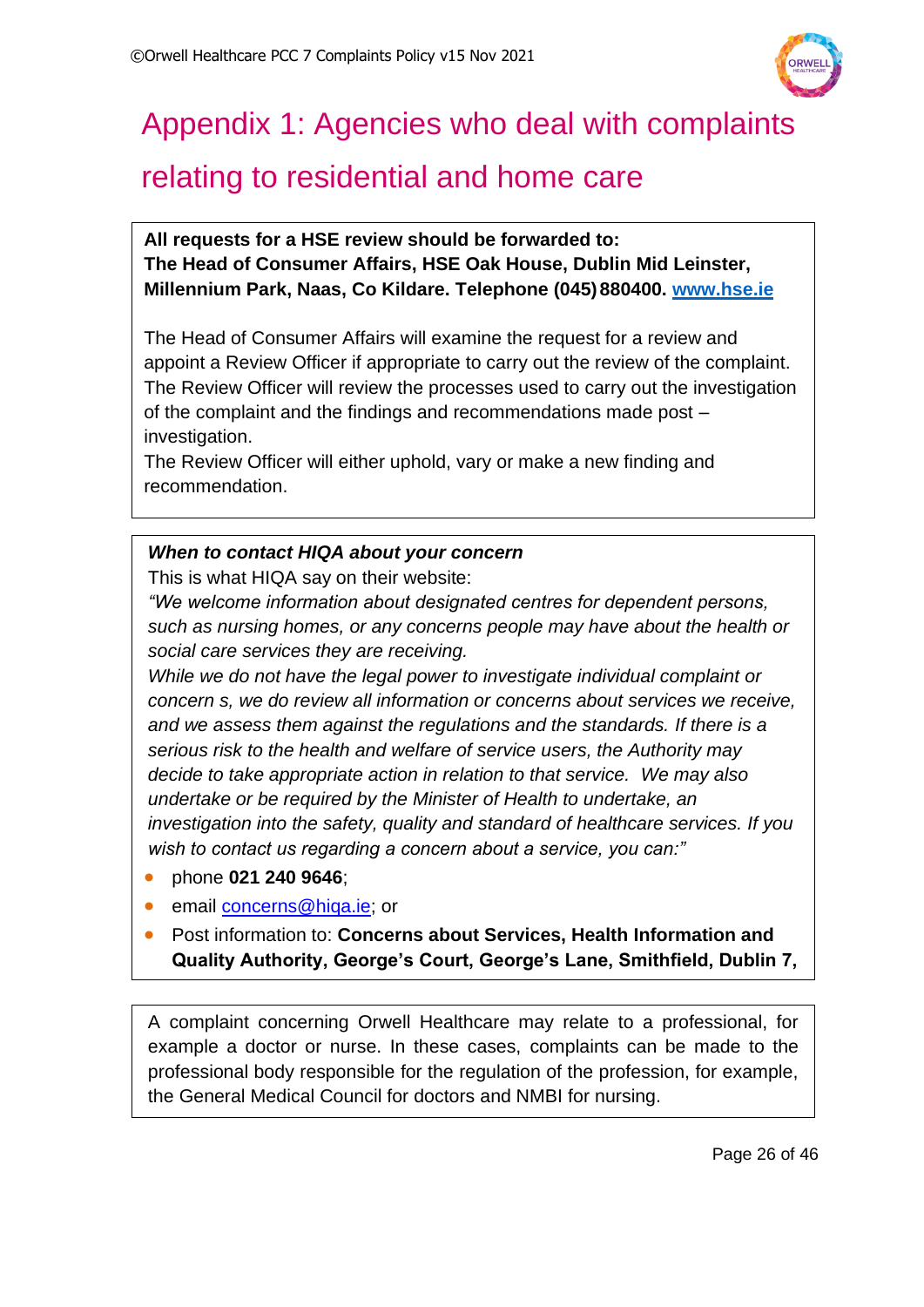# Appendix 1: Agencies who deal with complaints relating to residential and home care

**All requests for a HSE review should be forwarded to:**
**The Head of Consumer Affairs, HSE Oak House, Dublin Mid Leinster, Millennium Park, Naas, Co Kildare. Telephone (045) 880400. [www.hse.ie](http://www.hse.ie)**

The Head of Consumer Affairs will examine the request for a review and appoint a Review Officer if appropriate to carry out the review of the complaint. The Review Officer will review the processes used to carry out the investigation of the complaint and the findings and recommendations made post – investigation.
The Review Officer will either uphold, vary or make a new finding and recommendation.

***When to contact HIQA about your concern***

This is what HIQA say on their website:

*"We welcome information about designated centres for dependent persons, such as nursing homes, or any concerns people may have about the health or social care services they are receiving.*
*While we do not have the legal power to investigate individual complaint or concern s, we do review all information or concerns about services we receive, and we assess them against the regulations and the standards. If there is a serious risk to the health and welfare of service users, the Authority may decide to take appropriate action in relation to that service. We may also undertake or be required by the Minister of Health to undertake, an investigation into the safety, quality and standard of healthcare services. If you wish to contact us regarding a concern about a service, you can:"*

- phone **021 240 9646**;
- email [concerns@hiqa.ie](mailto:concerns@hiqa.ie); or
- Post information to: **Concerns about Services, Health Information and Quality Authority, George's Court, George's Lane, Smithfield, Dublin 7,**

A complaint concerning Orwell Healthcare may relate to a professional, for example a doctor or nurse. In these cases, complaints can be made to the professional body responsible for the regulation of the profession, for example, the General Medical Council for doctors and NMBI for nursing.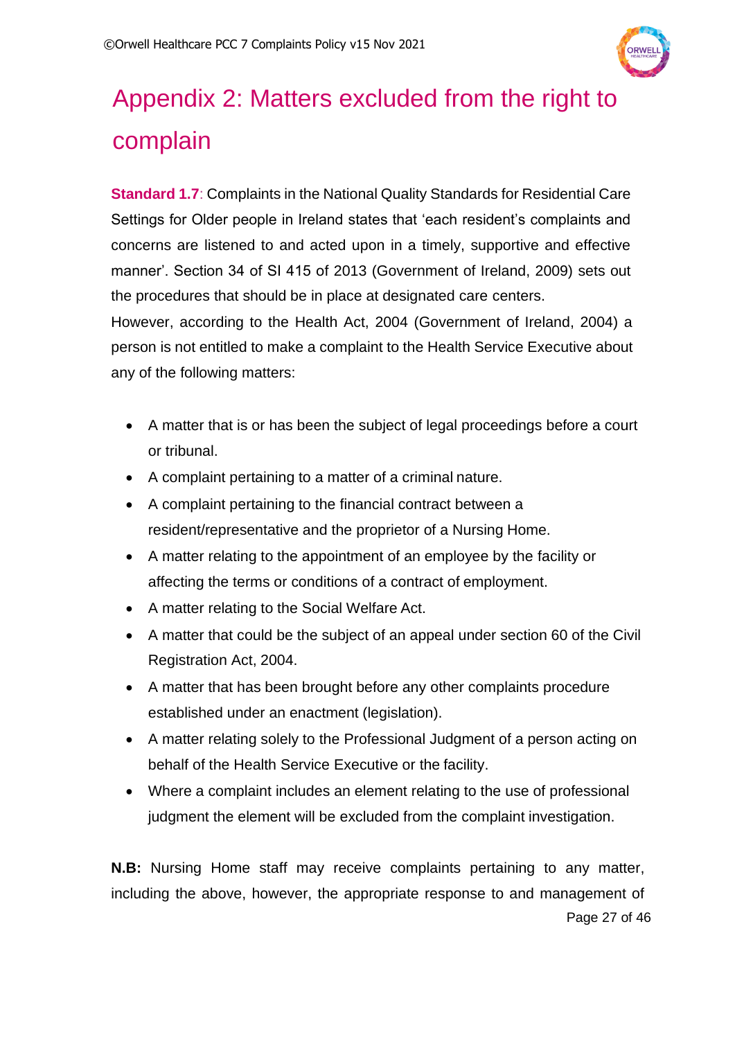# Appendix 2: Matters excluded from the right to complain

**Standard 1.7**: Complaints in the National Quality Standards for Residential Care Settings for Older people in Ireland states that 'each resident's complaints and concerns are listened to and acted upon in a timely, supportive and effective manner'. Section 34 of SI 415 of 2013 (Government of Ireland, 2009) sets out the procedures that should be in place at designated care centers.

However, according to the Health Act, 2004 (Government of Ireland, 2004) a person is not entitled to make a complaint to the Health Service Executive about any of the following matters:

- A matter that is or has been the subject of legal proceedings before a court or tribunal.
- A complaint pertaining to a matter of a criminal nature.
- A complaint pertaining to the financial contract between a resident/representative and the proprietor of a Nursing Home.
- A matter relating to the appointment of an employee by the facility or affecting the terms or conditions of a contract of employment.
- A matter relating to the Social Welfare Act.
- A matter that could be the subject of an appeal under section 60 of the Civil Registration Act, 2004.
- A matter that has been brought before any other complaints procedure established under an enactment (legislation).
- A matter relating solely to the Professional Judgment of a person acting on behalf of the Health Service Executive or the facility.
- Where a complaint includes an element relating to the use of professional judgment the element will be excluded from the complaint investigation.

**N.B:** Nursing Home staff may receive complaints pertaining to any matter, including the above, however, the appropriate response to and management of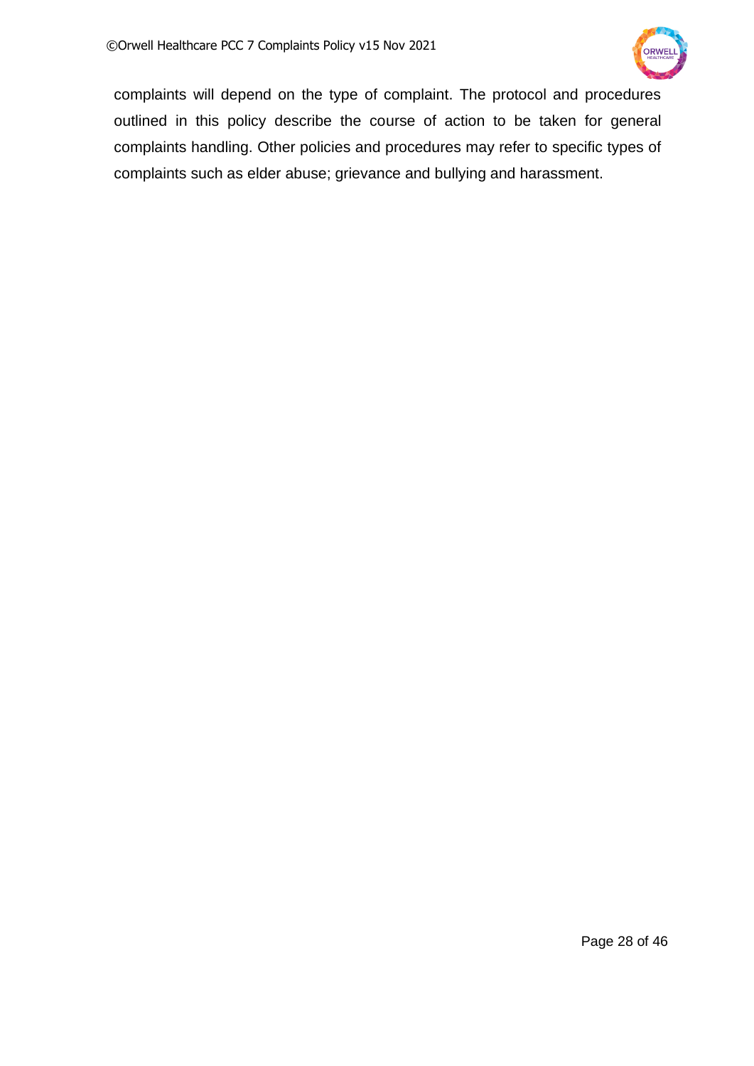complaints will depend on the type of complaint. The protocol and procedures outlined in this policy describe the course of action to be taken for general complaints handling. Other policies and procedures may refer to specific types of complaints such as elder abuse; grievance and bullying and harassment.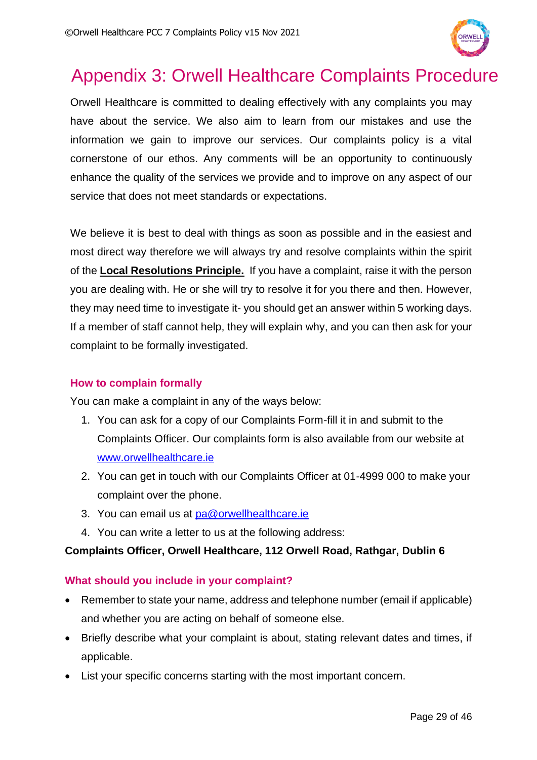# Appendix 3: Orwell Healthcare Complaints Procedure

Orwell Healthcare is committed to dealing effectively with any complaints you may have about the service. We also aim to learn from our mistakes and use the information we gain to improve our services. Our complaints policy is a vital cornerstone of our ethos. Any comments will be an opportunity to continuously enhance the quality of the services we provide and to improve on any aspect of our service that does not meet standards or expectations.

We believe it is best to deal with things as soon as possible and in the easiest and most direct way therefore we will always try and resolve complaints within the spirit of the **Local Resolutions Principle.** If you have a complaint, raise it with the person you are dealing with. He or she will try to resolve it for you there and then. However, they may need time to investigate it- you should get an answer within 5 working days. If a member of staff cannot help, they will explain why, and you can then ask for your complaint to be formally investigated.

### How to complain formally

You can make a complaint in any of the ways below:

1. You can ask for a copy of our Complaints Form-fill it in and submit to the Complaints Officer. Our complaints form is also available from our website at www.orwellhealthcare.ie
2. You can get in touch with our Complaints Officer at 01-4999 000 to make your complaint over the phone.
3. You can email us at pa@orwellhealthcare.ie
4. You can write a letter to us at the following address:

**Complaints Officer, Orwell Healthcare, 112 Orwell Road, Rathgar, Dublin 6**

### What should you include in your complaint?

- Remember to state your name, address and telephone number (email if applicable) and whether you are acting on behalf of someone else.
- Briefly describe what your complaint is about, stating relevant dates and times, if applicable.
- List your specific concerns starting with the most important concern.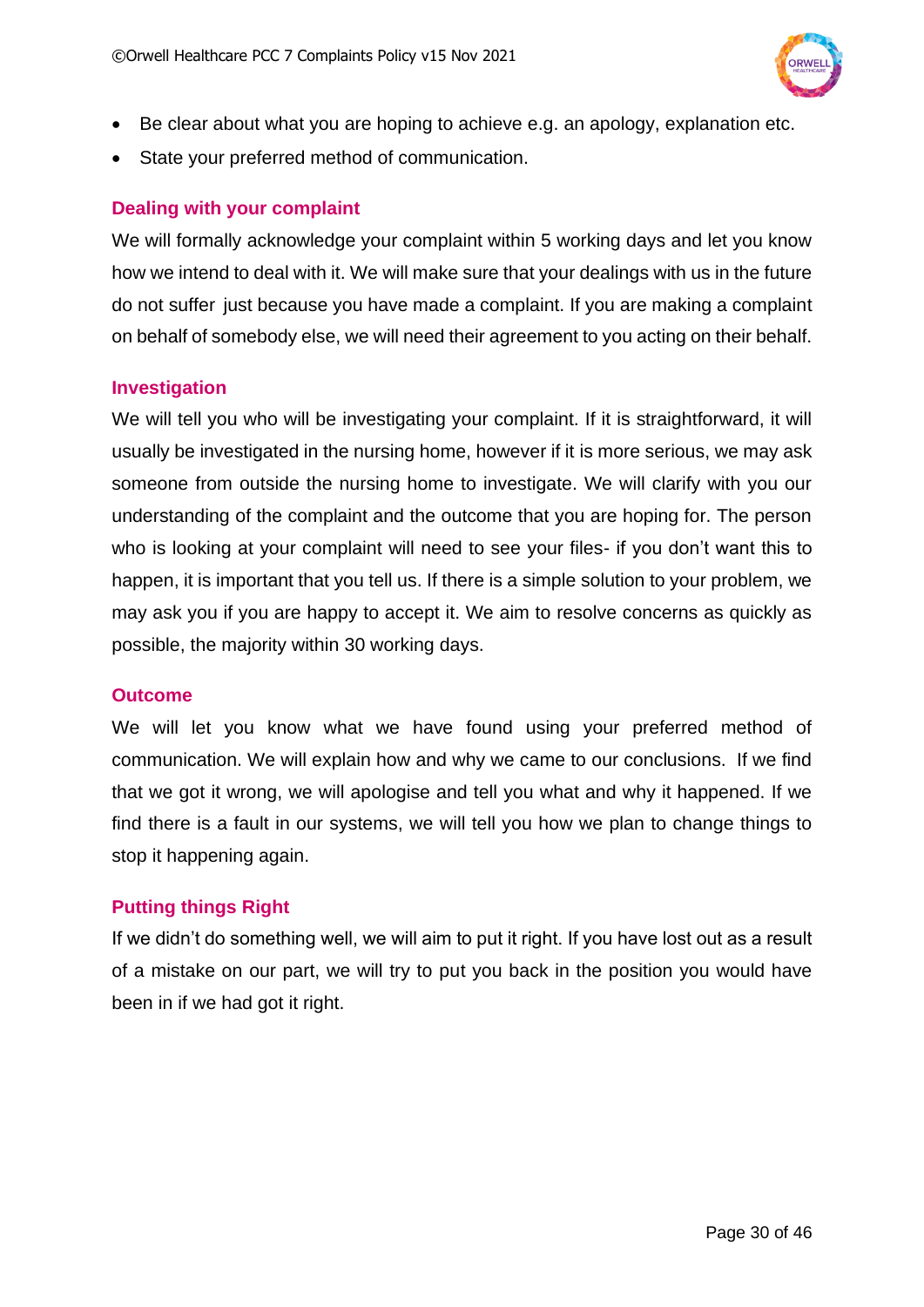- Be clear about what you are hoping to achieve e.g. an apology, explanation etc.
- State your preferred method of communication.

### Dealing with your complaint

We will formally acknowledge your complaint within 5 working days and let you know how we intend to deal with it. We will make sure that your dealings with us in the future do not suffer just because you have made a complaint. If you are making a complaint on behalf of somebody else, we will need their agreement to you acting on their behalf.

### Investigation

We will tell you who will be investigating your complaint. If it is straightforward, it will usually be investigated in the nursing home, however if it is more serious, we may ask someone from outside the nursing home to investigate. We will clarify with you our understanding of the complaint and the outcome that you are hoping for. The person who is looking at your complaint will need to see your files- if you don't want this to happen, it is important that you tell us. If there is a simple solution to your problem, we may ask you if you are happy to accept it. We aim to resolve concerns as quickly as possible, the majority within 30 working days.

### Outcome

We will let you know what we have found using your preferred method of communication. We will explain how and why we came to our conclusions. If we find that we got it wrong, we will apologise and tell you what and why it happened. If we find there is a fault in our systems, we will tell you how we plan to change things to stop it happening again.

### Putting things Right

If we didn't do something well, we will aim to put it right. If you have lost out as a result of a mistake on our part, we will try to put you back in the position you would have been in if we had got it right.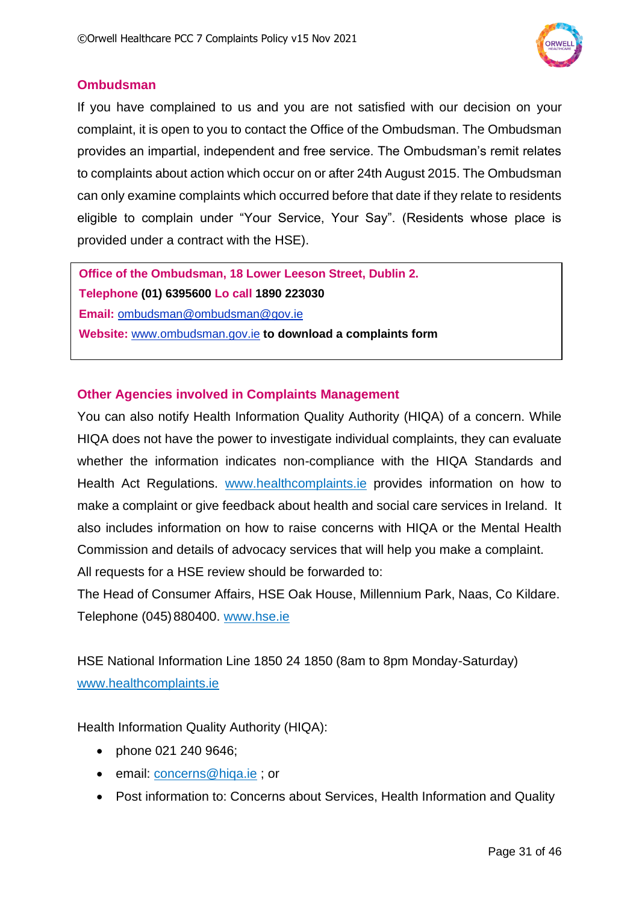## Ombudsman

If you have complained to us and you are not satisfied with our decision on your complaint, it is open to you to contact the Office of the Ombudsman. The Ombudsman provides an impartial, independent and free service. The Ombudsman's remit relates to complaints about action which occur on or after 24th August 2015. The Ombudsman can only examine complaints which occurred before that date if they relate to residents eligible to complain under "Your Service, Your Say". (Residents whose place is provided under a contract with the HSE).

**Office of the Ombudsman, 18 Lower Leeson Street, Dublin 2.**
**Telephone (01) 6395600 Lo call 1890 223030**
**Email:** ombudsman@ombudsman@gov.ie
**Website:** www.ombudsman.gov.ie **to download a complaints form**

## Other Agencies involved in Complaints Management

You can also notify Health Information Quality Authority (HIQA) of a concern. While HIQA does not have the power to investigate individual complaints, they can evaluate whether the information indicates non-compliance with the HIQA Standards and Health Act Regulations. www.healthcomplaints.ie provides information on how to make a complaint or give feedback about health and social care services in Ireland. It also includes information on how to raise concerns with HIQA or the Mental Health Commission and details of advocacy services that will help you make a complaint.

All requests for a HSE review should be forwarded to:

The Head of Consumer Affairs, HSE Oak House, Millennium Park, Naas, Co Kildare. Telephone (045) 880400. www.hse.ie

HSE National Information Line 1850 24 1850 (8am to 8pm Monday-Saturday)
www.healthcomplaints.ie

Health Information Quality Authority (HIQA):

- phone 021 240 9646;
- email: concerns@hiqa.ie ; or
- Post information to: Concerns about Services, Health Information and Quality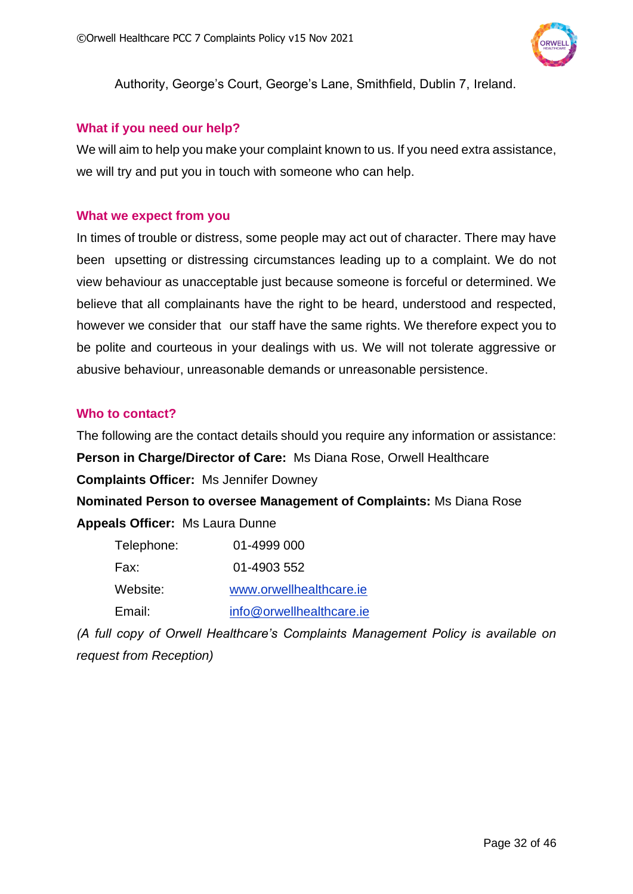Authority, George's Court, George's Lane, Smithfield, Dublin 7, Ireland.

### What if you need our help?

We will aim to help you make your complaint known to us. If you need extra assistance, we will try and put you in touch with someone who can help.

### What we expect from you

In times of trouble or distress, some people may act out of character. There may have been upsetting or distressing circumstances leading up to a complaint. We do not view behaviour as unacceptable just because someone is forceful or determined. We believe that all complainants have the right to be heard, understood and respected, however we consider that our staff have the same rights. We therefore expect you to be polite and courteous in your dealings with us. We will not tolerate aggressive or abusive behaviour, unreasonable demands or unreasonable persistence.

### Who to contact?

The following are the contact details should you require any information or assistance:

**Person in Charge/Director of Care:** Ms Diana Rose, Orwell Healthcare

**Complaints Officer:** Ms Jennifer Downey

**Nominated Person to oversee Management of Complaints:** Ms Diana Rose

**Appeals Officer:** Ms Laura Dunne

| | |
|---|---|
| Telephone: | 01-4999 000 |
| Fax: | 01-4903 552 |
| Website: | www.orwellhealthcare.ie |
| Email: | info@orwellhealthcare.ie |

*(A full copy of Orwell Healthcare's Complaints Management Policy is available on request from Reception)*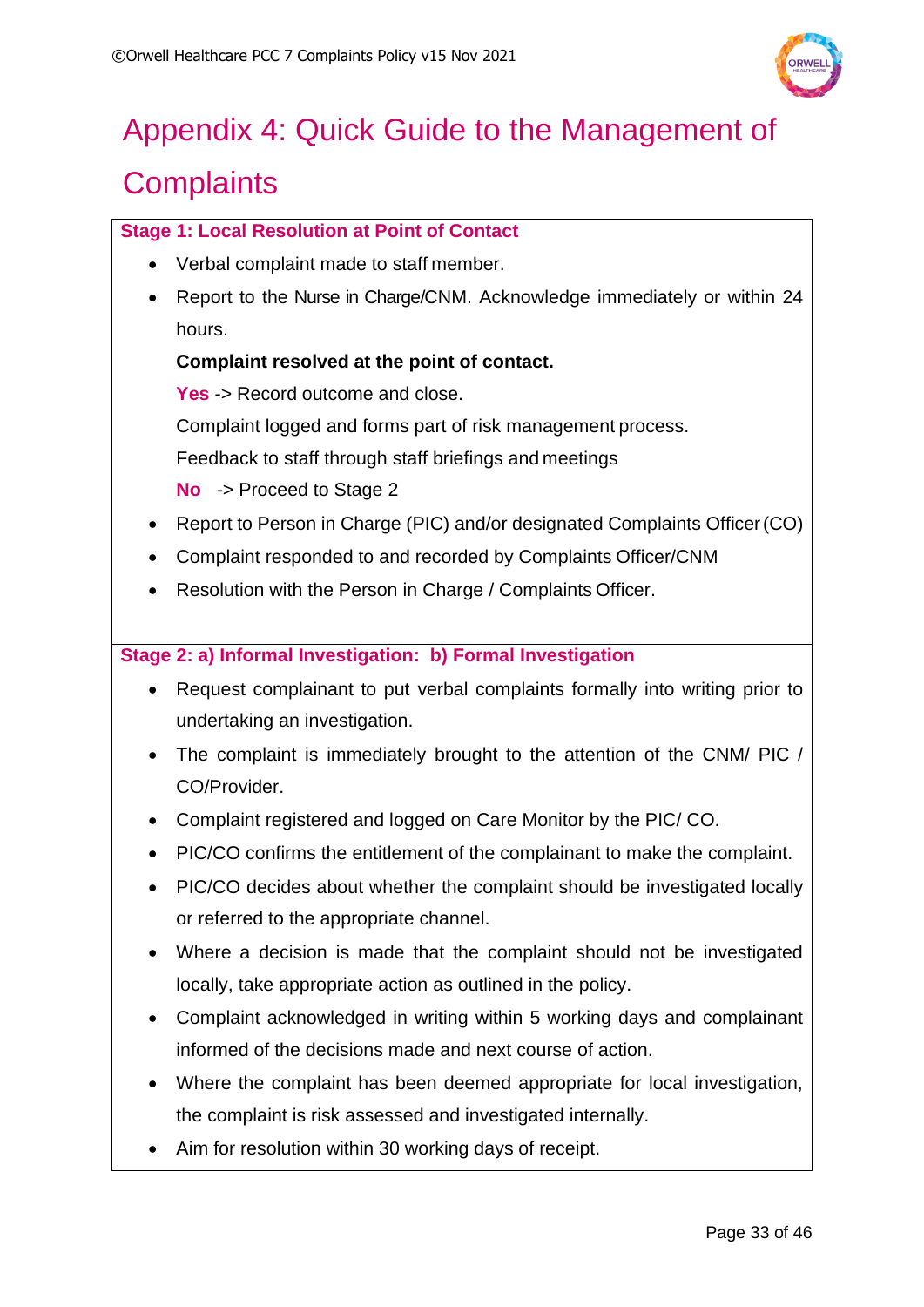# Appendix 4: Quick Guide to the Management of Complaints

**Stage 1: Local Resolution at Point of Contact**

- Veral complaint made to staff member.
- Report to the Nurse in Charge/CNM. Acknowledge immediately or within 24 hours.

  **Complaint resolved at the point of contact.**

  **Yes** -> Record outcome and close.

  Complaint logged and forms part of risk management process.

  Feedback to staff through staff briefings and meetings

  **No** -> Proceed to Stage 2

- Report to Person in Charge (PIC) and/or designated Complaints Officer (CO)
- Complaint responded to and recorded by Complaints Officer/CNM
- Resolution with the Person in Charge / Complaints Officer.

**Stage 2: a) Informal Investigation: b) Formal Investigation**

- Request complainant to put verbal complaints formally into writing prior to undertaking an investigation.
- The complaint is immediately brought to the attention of the CNM/ PIC / CO/Provider.
- Complaint registered and logged on Care Monitor by the PIC/ CO.
- PIC/CO confirms the entitlement of the complainant to make the complaint.
- PIC/CO decides about whether the complaint should be investigated locally or referred to the appropriate channel.
- Where a decision is made that the complaint should not be investigated locally, take appropriate action as outlined in the policy.
- Complaint acknowledged in writing within 5 working days and complainant informed of the decisions made and next course of action.
- Where the complaint has deemed appropriate for local investigation, the complaint is risk assessed and investigated internally.
- Aim for resolution within 30 working days of receipt.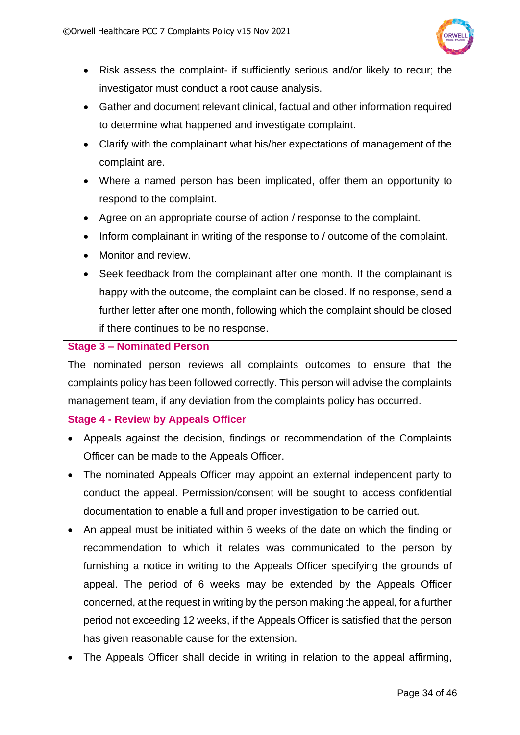- Risk assess the complaint- if sufficiently serious and/or likely to recur; the investigator must conduct a root cause analysis.
- Gather and document relevant clinical, factual and other information required to determine what happened and investigate complaint.
- Clarify with the complainant what his/her expectations of management of the complaint are.
- Where a named person has been implicated, offer them an opportunity to respond to the complaint.
- Agree on an appropriate course of action / response to the complaint.
- Inform complainant in writing of the response to / outcome of the complaint.
- Monitor and review.
- Seek feedback from the complainant after one month. If the complainant is happy with the outcome, the complaint can be closed. If no response, send a further letter after one month, following which the complaint should be closed if there continues to be no response.

**Stage 3 – Nominated Person**

The nominated person reviews all complaints outcomes to ensure that the complaints policy has been followed correctly. This person will advise the complaints management team, if any deviation from the complaints policy has occurred.

**Stage 4 - Review by Appeals Officer**

- Appeals against the decision, findings or recommendation of the Complaints Officer can be made to the Appeals Officer.
- The nominated Appeals Officer may appoint an external independent party to conduct the appeal. Permission/consent will be sought to access confidential documentation to enable a full and proper investigation to be carried out.
- An appeal must be initiated within 6 weeks of the date on which the finding or recommendation to which it relates was communicated to the person by furnishing a notice in writing to the Appeals Officer specifying the grounds of appeal. The period of 6 weeks may be extended by the Appeals Officer concerned, at the request in writing by the person making the appeal, for a further period not exceeding 12 weeks, if the Appeals Officer is satisfied that the person has given reasonable cause for the extension.
- The Appeals Officer shall decide in writing in relation to the appeal affirming,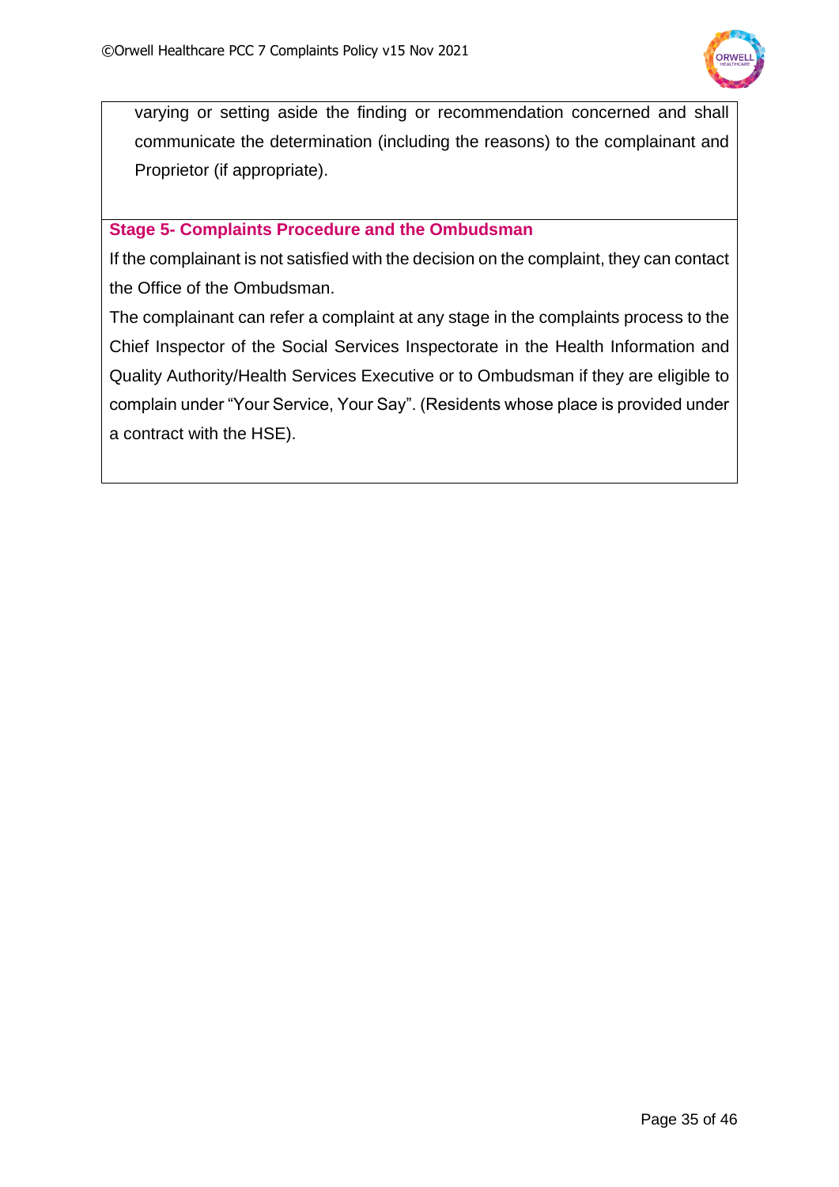varying or setting aside the finding or recommendation concerned and shall communicate the determination (including the reasons) to the complainant and Proprietor (if appropriate).

### Stage 5- Complaints Procedure and the Ombudsman

If the complainant is not satisfied with the decision on the complaint, they can contact the Office of the Ombudsman.

The complainant can refer a complaint at any stage in the complaints process to the Chief Inspector of the Social Services Inspectorate in the Health Information and Quality Authority/Health Services Executive or to Ombudsman if they are eligible to complain under "Your Service, Your Say". (Residents whose place is provided under a contract with the HSE).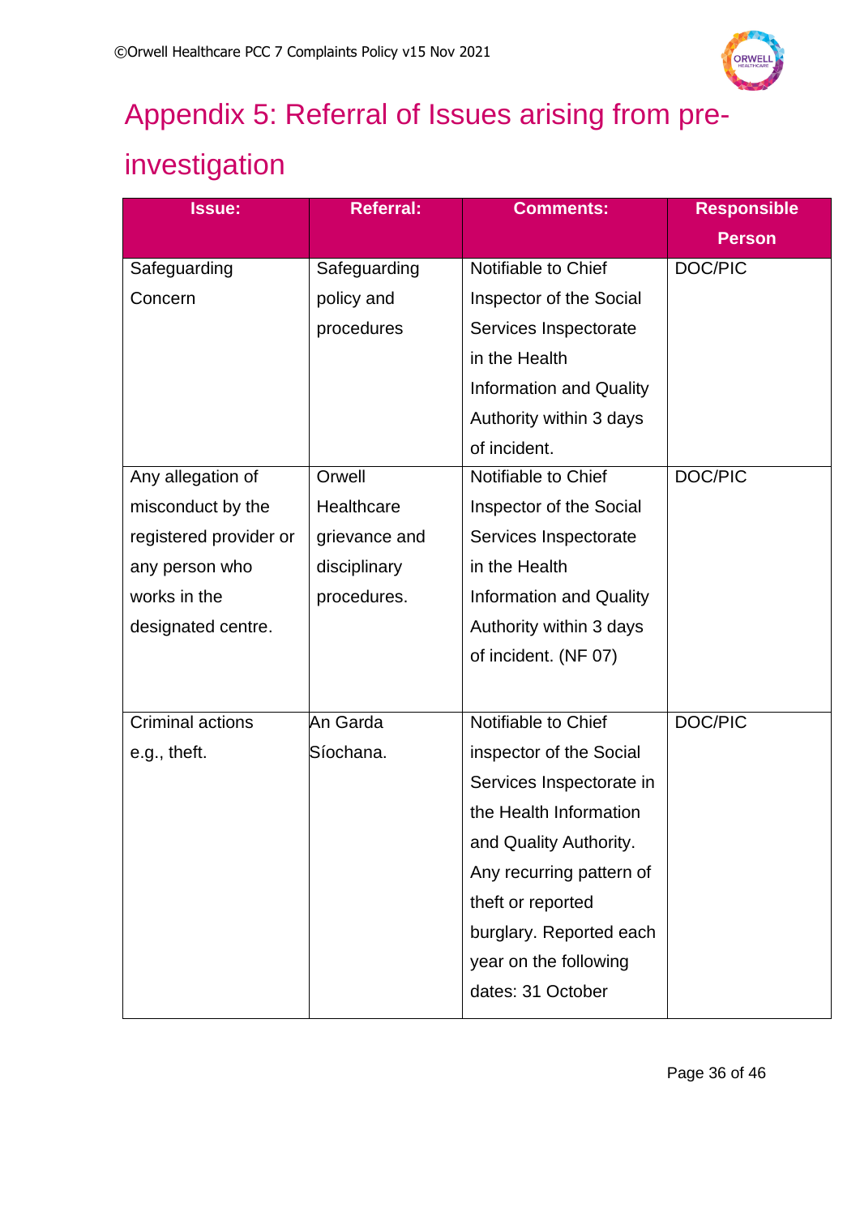# Appendix 5: Referral of Issues arising from pre-investigation

| Issue: | Referral: | Comments: | Responsible Person |
| --- | --- | --- | --- |
| Safeguarding Concern | Safeguarding policy and procedures | Notifiable to Chief Inspector of the Social Services Inspectorate in the Health Information and Quality Authority within 3 days of incident. | DOC/PIC |
| Any allegation of misconduct by the registered provider or any person who works in the designated centre. | Orwell Healthcare grievance and disciplinary procedures. | Notifiable to Chief Inspector of the Social Services Inspectorate in the Health Information and Quality Authority within 3 days of incident. (NF 07) | DOC/PIC |
| Criminal actions e.g., theft. | An Garda Síochana. | Notifiable to Chief inspector of the Social Services Inspectorate in the Health Information and Quality Authority. Any recurring pattern of theft or reported burglary. Reported each year on the following dates: 31 October | DOC/PIC |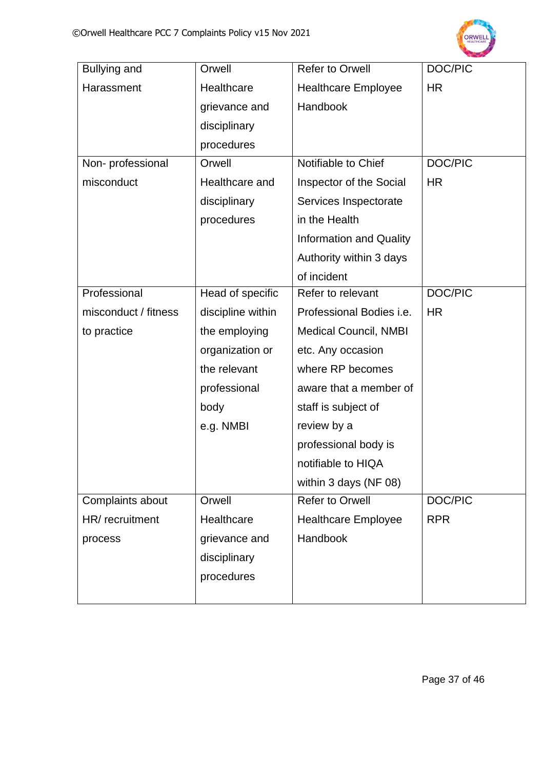| Bullying and Harassment | Orwell Healthcare grievance and disciplinary procedures | Refer to Orwell Healthcare Employee Handbook | DOC/PIC HR |
|---|---|---|---|
| Non- professional misconduct | Orwell Healthcare and disciplinary procedures | Notifiable to Chief Inspector of the Social Services Inspectorate in the Health Information and Quality Authority within 3 days of incident | DOC/PIC HR |
| Professional misconduct / fitness to practice | Head of specific discipline within the employing organization or the relevant professional body e.g. NMBI | Refer to relevant Professional Bodies i.e. Medical Council, NMBI etc. Any occasion where RP becomes aware that a member of staff is subject of review by a professional body is notifiable to HIQA within 3 days (NF 08) | DOC/PIC HR |
| Complaints about HR/ recruitment process | Orwell Healthcare grievance and disciplinary procedures | Refer to Orwell Healthcare Employee Handbook | DOC/PIC RPR |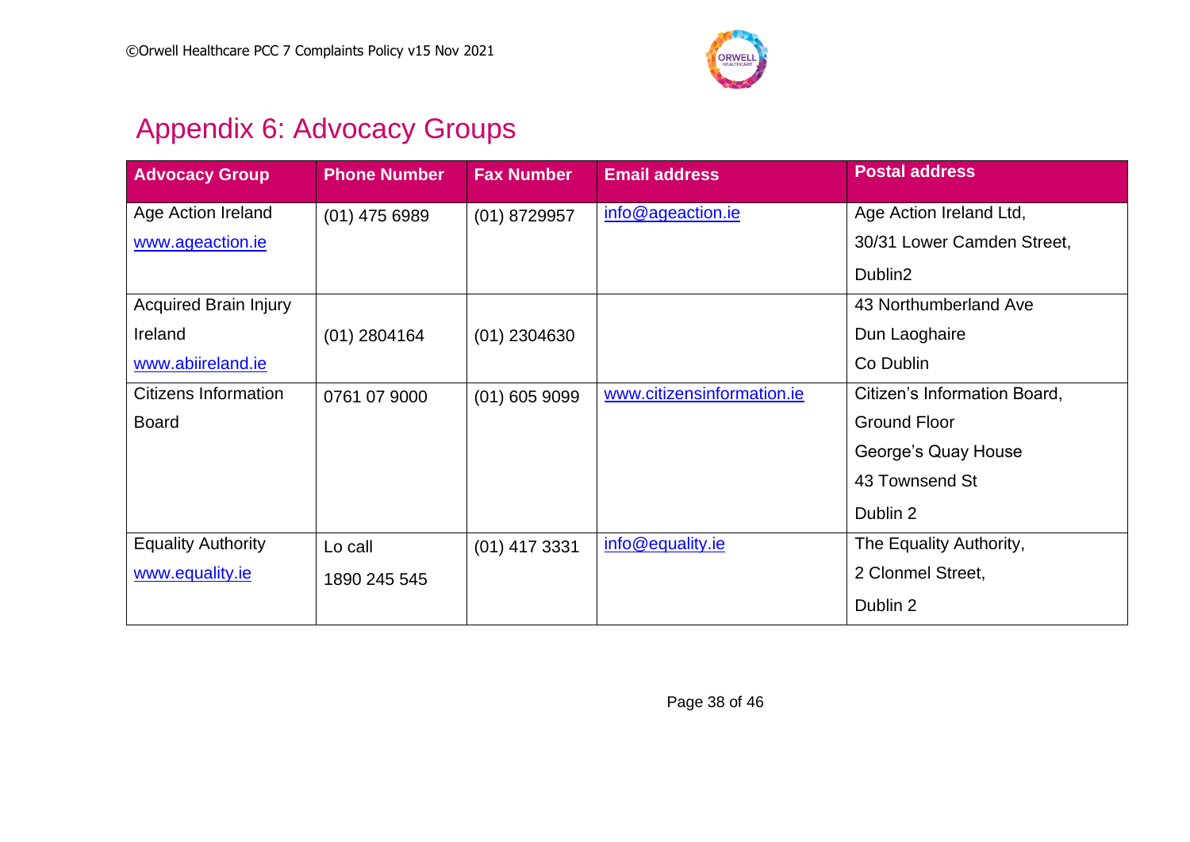# Appendix 6: Advocacy Groups

| Advocacy Group | Phone Number | Fax Number | Email address | Postal address |
|---|---|---|---|---|
| Age Action Ireland www.ageaction.ie | (01) 475 6989 | (01) 8729957 | info@ageaction.ie | Age Action Ireland Ltd, 30/31 Lower Camden Street, Dublin2 |
| Acquired Brain Injury Ireland www.abiireland.ie | (01) 2804164 | (01) 2304630 | | 43 Northumberland Ave Dun Laoghaire Co Dublin |
| Citizens Information Board | 0761 07 9000 | (01) 605 9099 | www.citizensinformation.ie | Citizen's Information Board, Ground Floor George's Quay House 43 Townsend St Dublin 2 |
| Equality Authority www.equality.ie | Lo call 1890 245 545 | (01) 417 3331 | info@equality.ie | The Equality Authority, 2 Clonmel Street, Dublin 2 |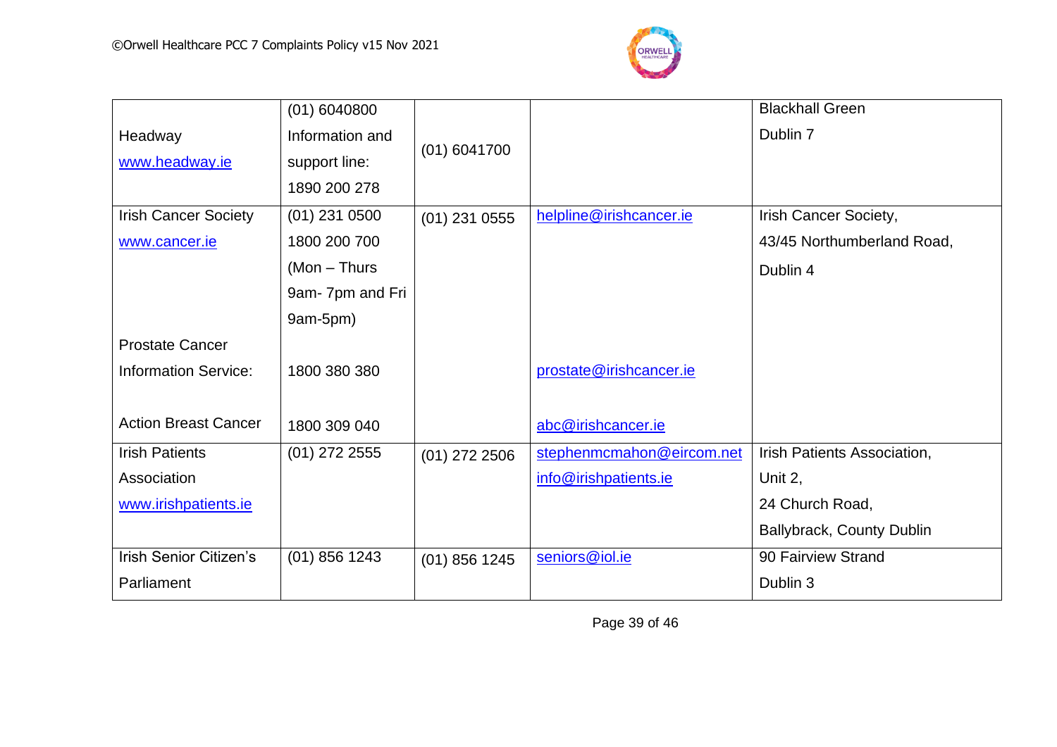| | | | | |
|---|---|---|---|---|
| Headway<br>www.headway.ie | (01) 6040800<br>Information and support line:<br>1890 200 278 | (01) 6041700 | | Blackhall Green<br>Dublin 7 |
| Irish Cancer Society<br>www.cancer.ie<br><br>Prostate Cancer Information Service:<br><br>Action Breast Cancer | (01) 231 0500<br>1800 200 700<br>(Mon – Thurs 9am- 7pm and Fri 9am-5pm)<br><br>1800 380 380<br><br>1800 309 040 | (01) 231 0555 | helpline@irishcancer.ie<br><br>prostate@irishcancer.ie<br><br>abc@irishcancer.ie | Irish Cancer Society,<br>43/45 Northumberland Road,<br>Dublin 4 |
| Irish Patients Association<br>www.irishpatients.ie | (01) 272 2555 | (01) 272 2506 | stephenmcmahon@eircom.net<br>info@irishpatients.ie | Irish Patients Association,<br>Unit 2,<br>24 Church Road,<br>Ballybrack, County Dublin |
| Irish Senior Citizen's Parliament | (01) 856 1243 | (01) 856 1245 | seniors@iol.ie | 90 Fairview Strand<br>Dublin 3 |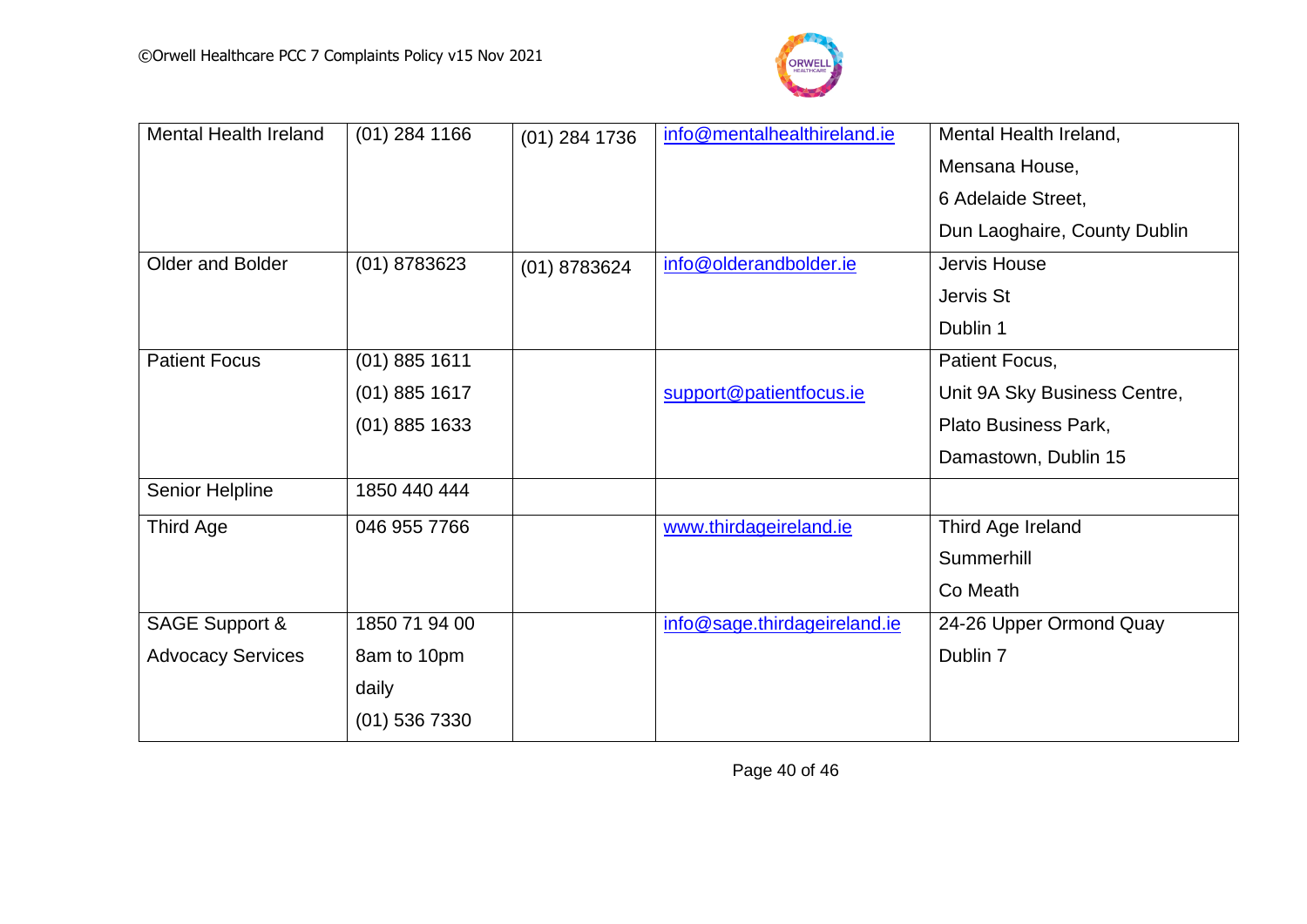| Mental Health Ireland | (01) 284 1166 | (01) 284 1736 | info@mentalhealthireland.ie | Mental Health Ireland,<br>Mensana House,<br>6 Adelaide Street,<br>Dun Laoghaire, County Dublin |
|---|---|---|---|---|
| Older and Bolder | (01) 8783623 | (01) 8783624 | info@olderandbolder.ie | Jervis House<br>Jervis St<br>Dublin 1 |
| Patient Focus | (01) 885 1611<br>(01) 885 1617<br>(01) 885 1633 | | support@patientfocus.ie | Patient Focus,<br>Unit 9A Sky Business Centre,<br>Plato Business Park,<br>Damastown, Dublin 15 |
| Senior Helpline | 1850 440 444 | | | |
| Third Age | 046 955 7766 | | www.thirdageireland.ie | Third Age Ireland<br>Summerhill<br>Co Meath |
| SAGE Support & Advocacy Services | 1850 71 94 00<br>8am to 10pm daily<br>(01) 536 7330 | | info@sage.thirdageireland.ie | 24-26 Upper Ormond Quay<br>Dublin 7 |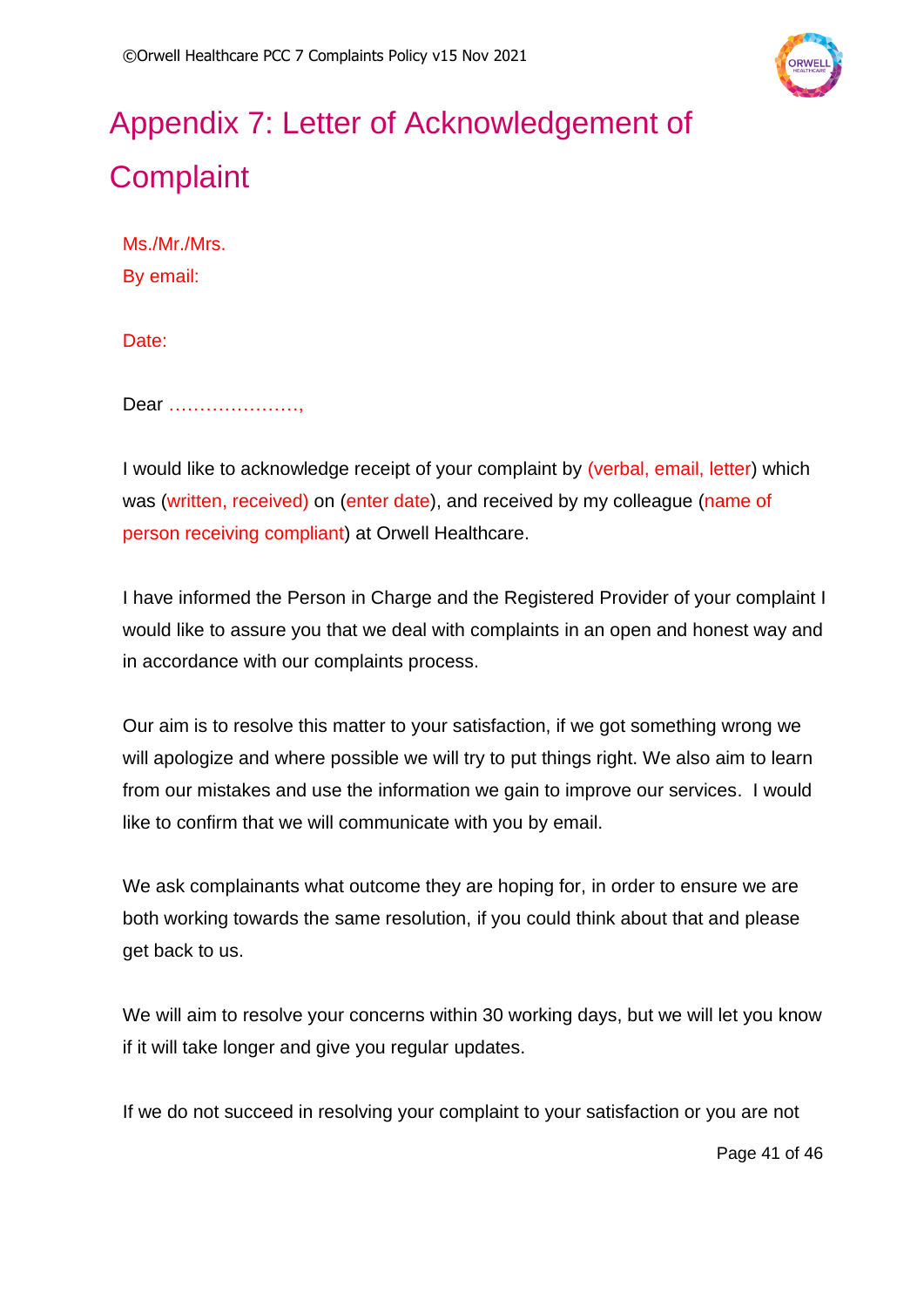# Appendix 7: Letter of Acknowledgement of Complaint

Ms./Mr./Mrs.
By email:

Date:

Dear …………………,

I would like to acknowledge receipt of your complaint by (verbal, email, letter) which was (written, received) on (enter date), and received by my colleague (name of person receiving compliant) at Orwell Healthcare.

I have informed the Person in Charge and the Registered Provider of your complaint I would like to assure you that we deal with complaints in an open and honest way and in accordance with our complaints process.

Our aim is to resolve this matter to your satisfaction, if we got something wrong we will apologize and where possible we will try to put things right. We also aim to learn from our mistakes and use the information we gain to improve our services. I would like to confirm that we will communicate with you by email.

We ask complainants what outcome they are hoping for, in order to ensure we are both working towards the same resolution, if you could think about that and please get back to us.

We will aim to resolve your concerns within 30 working days, but we will let you know if it will take longer and give you regular updates.

If we do not succeed in resolving your complaint to your satisfaction or you are not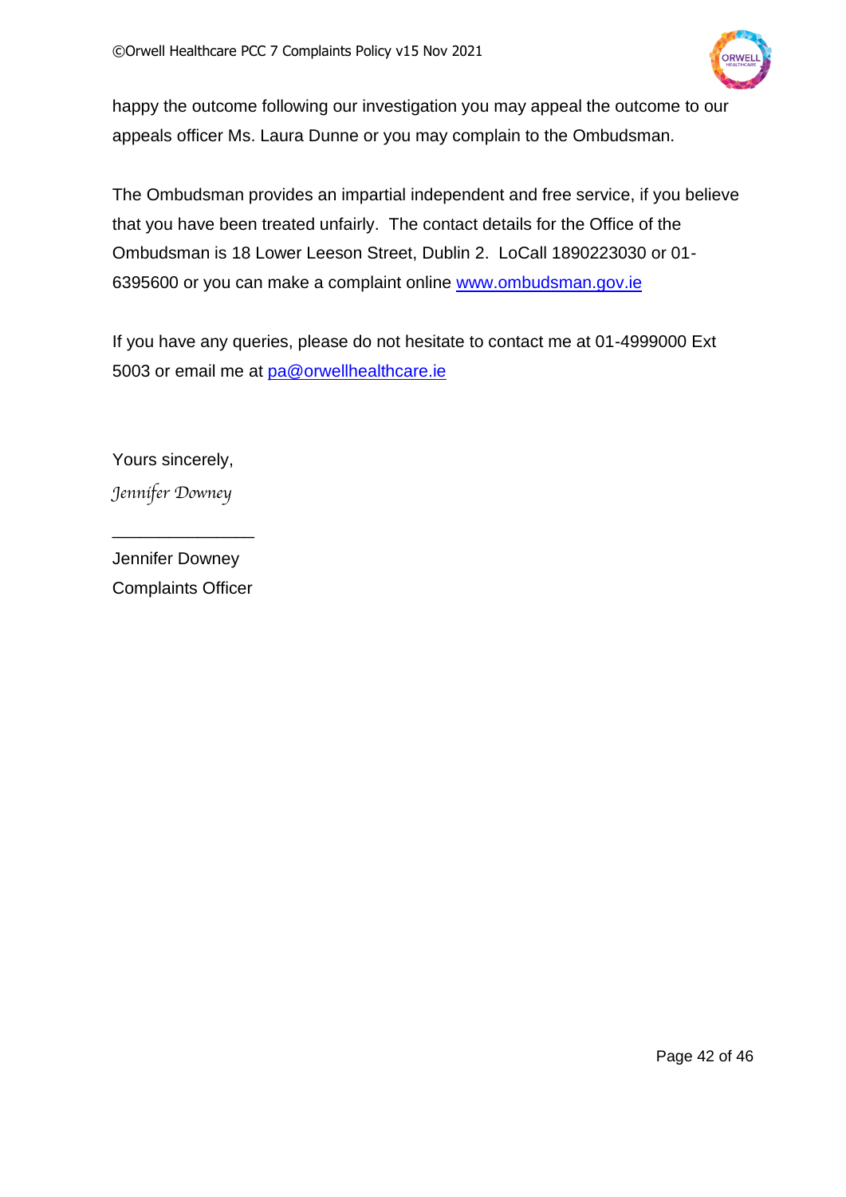happy the outcome following our investigation you may appeal the outcome to our appeals officer Ms. Laura Dunne or you may complain to the Ombudsman.

The Ombudsman provides an impartial independent and free service, if you believe that you have been treated unfairly. The contact details for the Office of the Ombudsman is 18 Lower Leeson Street, Dublin 2. LoCall 1890223030 or 01-6395600 or you can make a complaint online [www.ombudsman.gov.ie](http://www.ombudsman.gov.ie)

If you have any queries, please do not hesitate to contact me at 01-4999000 Ext 5003 or email me at [pa@orwellhealthcare.ie](mailto:pa@orwellhealthcare.ie)

Yours sincerely,

*Jennifer Downey*

_______________

Jennifer Downey
Complaints Officer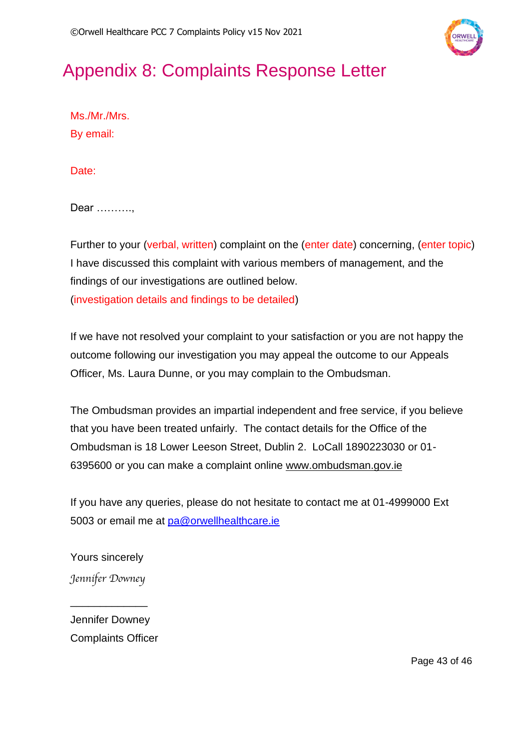# Appendix 8: Complaints Response Letter

Ms./Mr./Mrs.

By email:

Date:

Dear ……….,

Further to your (verbal, written) complaint on the (enter date) concerning, (enter topic) I have discussed this complaint with various members of management, and the findings of our investigations are outlined below.

(investigation details and findings to be detailed)

If we have not resolved your complaint to your satisfaction or you are not happy the outcome following our investigation you may appeal the outcome to our Appeals Officer, Ms. Laura Dunne, or you may complain to the Ombudsman.

The Ombudsman provides an impartial independent and free service, if you believe that you have been treated unfairly. The contact details for the Office of the Ombudsman is 18 Lower Leeson Street, Dublin 2. LoCall 1890223030 or 01-6395600 or you can make a complaint online www.ombudsman.gov.ie

If you have any queries, please do not hesitate to contact me at 01-4999000 Ext 5003 or email me at pa@orwellhealthcare.ie

Yours sincerely

*Jennifer Downey*

_____________

Jennifer Downey

Complaints Officer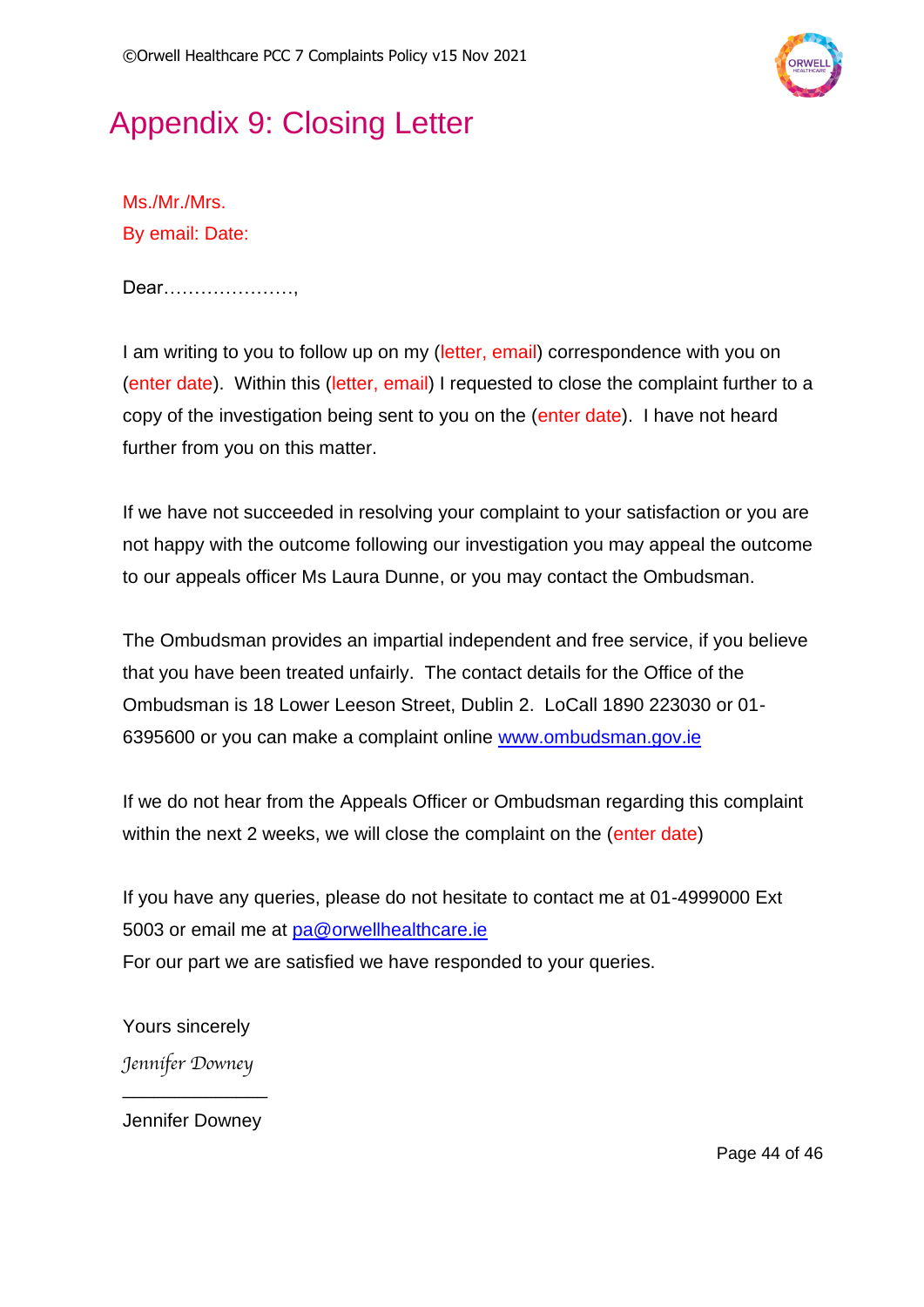# Appendix 9: Closing Letter

Ms./Mr./Mrs.
By email: Date:

Dear…………………,

I am writing to you to follow up on my (letter, email) correspondence with you on (enter date). Within this (letter, email) I requested to close the complaint further to a copy of the investigation being sent to you on the (enter date). I have not heard further from you on this matter.

If we have not succeeded in resolving your complaint to your satisfaction or you are not happy with the outcome following our investigation you may appeal the outcome to our appeals officer Ms Laura Dunne, or you may contact the Ombudsman.

The Ombudsman provides an impartial independent and free service, if you believe that you have been treated unfairly. The contact details for the Office of the Ombudsman is 18 Lower Leeson Street, Dublin 2. LoCall 1890 223030 or 01-6395600 or you can make a complaint online www.ombudsman.gov.ie

If we do not hear from the Appeals Officer or Ombudsman regarding this complaint within the next 2 weeks, we will close the complaint on the (enter date)

If you have any queries, please do not hesitate to contact me at 01-4999000 Ext 5003 or email me at pa@orwellhealthcare.ie
For our part we are satisfied we have responded to your queries.

Yours sincerely

*Jennifer Downey*

\_\_\_\_\_\_\_\_\_\_\_\_\_\_\_\_

Jennifer Downey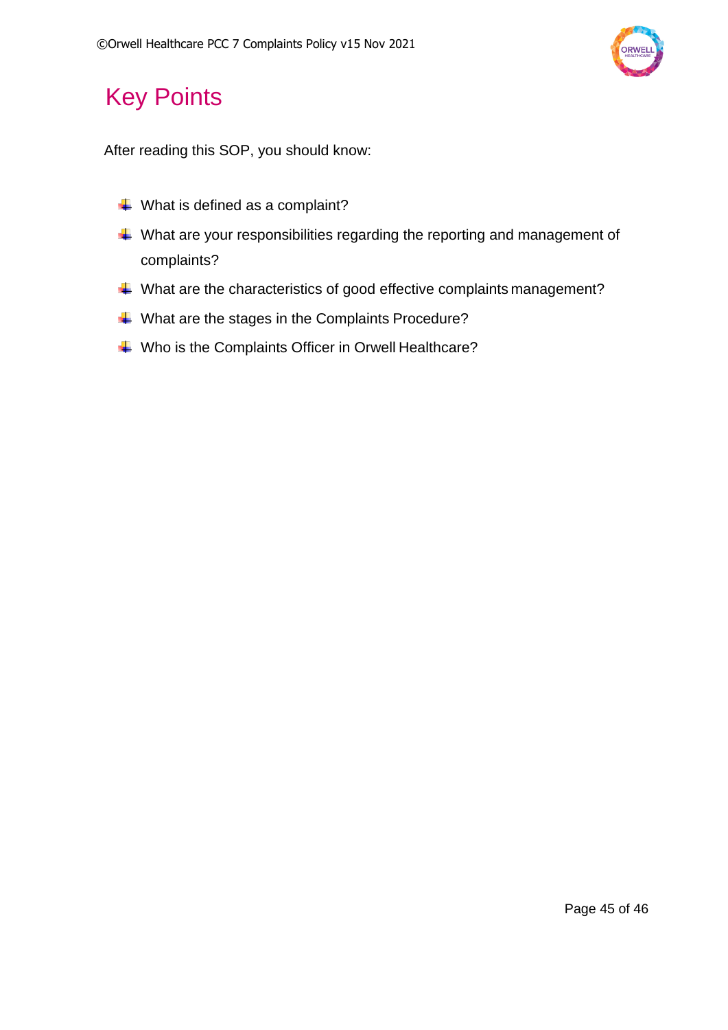# Key Points

After reading this SOP, you should know:

- What is defined as a complaint?
- What are your responsibilities regarding the reporting and management of complaints?
- What are the characteristics of good effective complaints management?
- What are the stages in the Complaints Procedure?
- Who is the Complaints Officer in Orwell Healthcare?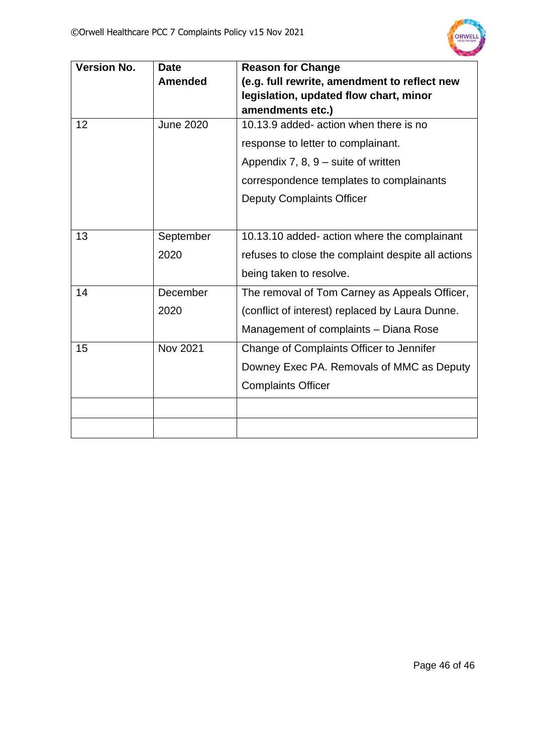| Version No. | Date Amended | Reason for Change (e.g. full rewrite, amendment to reflect new legislation, updated flow chart, minor amendments etc.) |
| --- | --- | --- |
| 12 | June 2020 | 10.13.9 added- action when there is no response to letter to complainant. Appendix 7, 8, 9 – suite of written correspondence templates to complainants Deputy Complaints Officer |
| 13 | September 2020 | 10.13.10 added- action where the complainant refuses to close the complaint despite all actions being taken to resolve. |
| 14 | December 2020 | The removal of Tom Carney as Appeals Officer, (conflict of interest) replaced by Laura Dunne. Management of complaints – Diana Rose |
| 15 | Nov 2021 | Change of Complaints Officer to Jennifer Downey Exec PA. Removals of MMC as Deputy Complaints Officer |
| | | |
| | | |